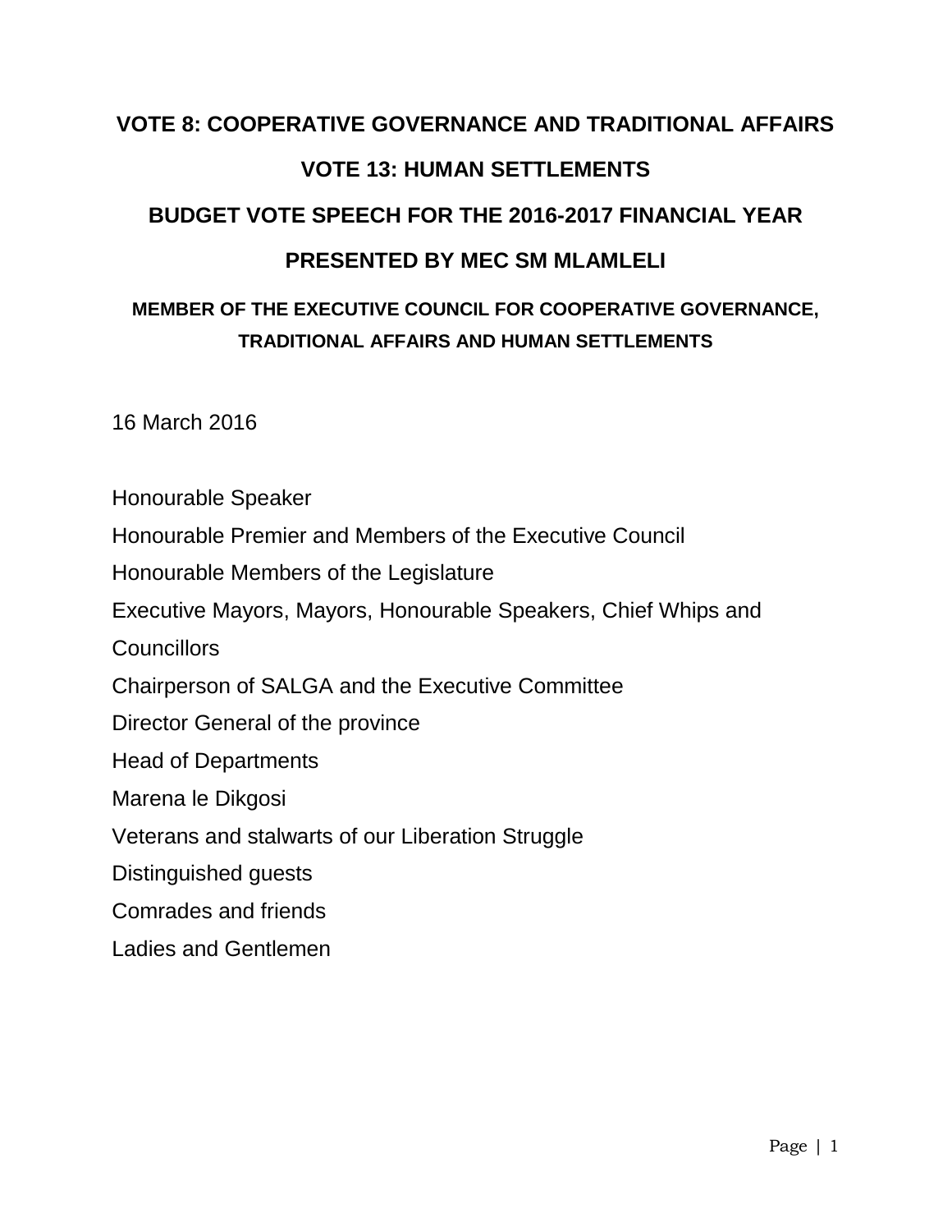# VOTE 8: COOPERATIVE GOVERNANCE AND TRADITIONAL AFFAIRS

# VOTE 13: HUMAN SETTLEMENTS

# BUDGET VOTE SPEECH FOR THE 2016-2017 FINANCIAL YEAR

# PRESENTED BY MEC SM MLAMLELI

## MEMBER OF THE EXECUTIVE COUNCIL FOR COOPERATIVE GOVERNANCE, TRADITIONAL AFFAIRS AND HUMAN SETTLEMENTS

16 March 2016

Honourable Speaker

Honourable Premier and Members of the Executive Council

Honourable Members of the Legislature

Executive Mayors, Mayors, Honourable Speakers, Chief Whips and Councillors

Chairperson of SALGA and the Executive Committee

Director General of the province

Head of Departments

Marena le Dikgosi

Veterans and stalwarts of our Liberation Struggle

Distinguished guests

Comrades and friends

Ladies and Gentlemen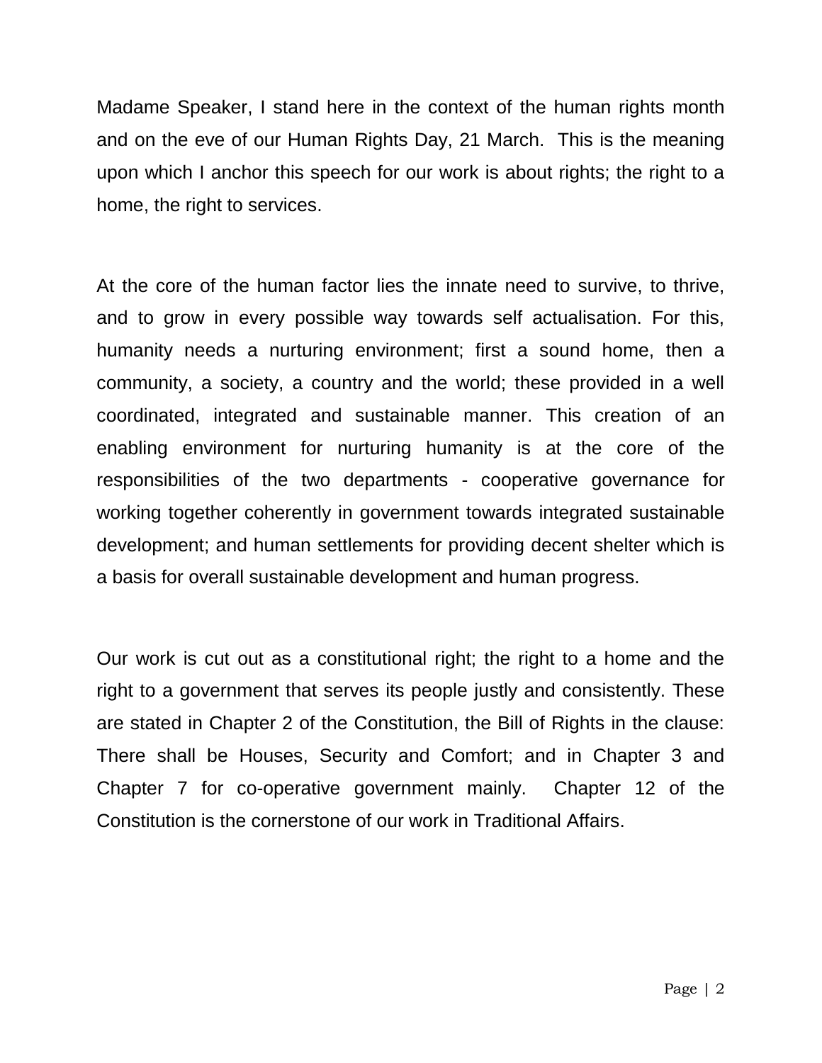Madame Speaker, I stand here in the context of the human rights month and on the eve of our Human Rights Day, 21 March. This is the meaning upon which I anchor this speech for our work is about rights; the right to a home, the right to services.

At the core of the human factor lies the innate need to survive, to thrive, and to grow in every possible way towards self actualisation. For this, humanity needs a nurturing environment; first a sound home, then a community, a society, a country and the world; these provided in a well coordinated, integrated and sustainable manner. This creation of an enabling environment for nurturing humanity is at the core of the responsibilities of the two departments - cooperative governance for working together coherently in government towards integrated sustainable development; and human settlements for providing decent shelter which is a basis for overall sustainable development and human progress.

Our work is cut out as a constitutional right; the right to a home and the right to a government that serves its people justly and consistently. These are stated in Chapter 2 of the Constitution, the Bill of Rights in the clause: There shall be Houses, Security and Comfort; and in Chapter 3 and Chapter 7 for co-operative government mainly. Chapter 12 of the Constitution is the cornerstone of our work in Traditional Affairs.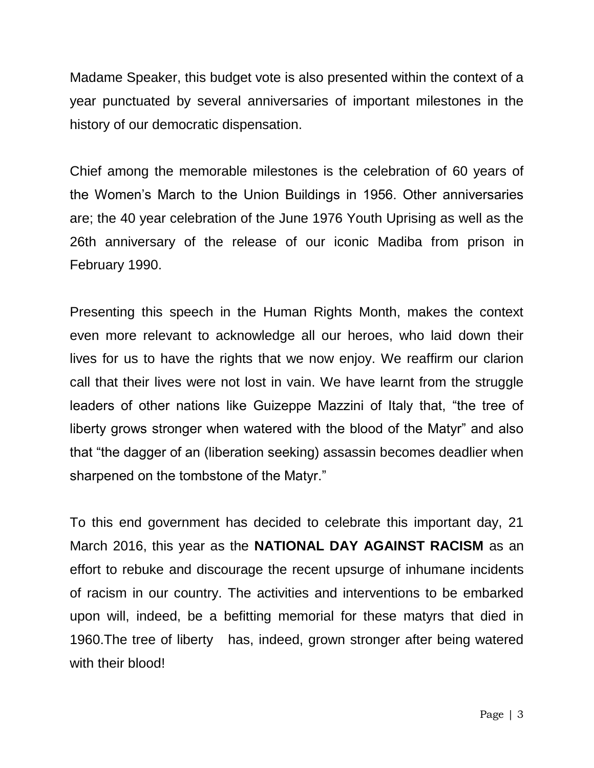Madame Speaker, this budget vote is also presented within the context of a year punctuated by several anniversaries of important milestones in the history of our democratic dispensation.

Chief among the memorable milestones is the celebration of 60 years of the Women's March to the Union Buildings in 1956. Other anniversaries are; the 40 year celebration of the June 1976 Youth Uprising as well as the 26th anniversary of the release of our iconic Madiba from prison in February 1990.

Presenting this speech in the Human Rights Month, makes the context even more relevant to acknowledge all our heroes, who laid down their lives for us to have the rights that we now enjoy. We reaffirm our clarion call that their lives were not lost in vain. We have learnt from the struggle leaders of other nations like Guizeppe Mazzini of Italy that, "the tree of liberty grows stronger when watered with the blood of the Matyr" and also that "the dagger of an (liberation seeking) assassin becomes deadlier when sharpened on the tombstone of the Matyr."

To this end government has decided to celebrate this important day, 21 March 2016, this year as the **NATIONAL DAY AGAINST RACISM** as an effort to rebuke and discourage the recent upsurge of inhumane incidents of racism in our country. The activities and interventions to be embarked upon will, indeed, be a befitting memorial for these matyrs that died in 1960.The tree of liberty has, indeed, grown stronger after being watered with their blood!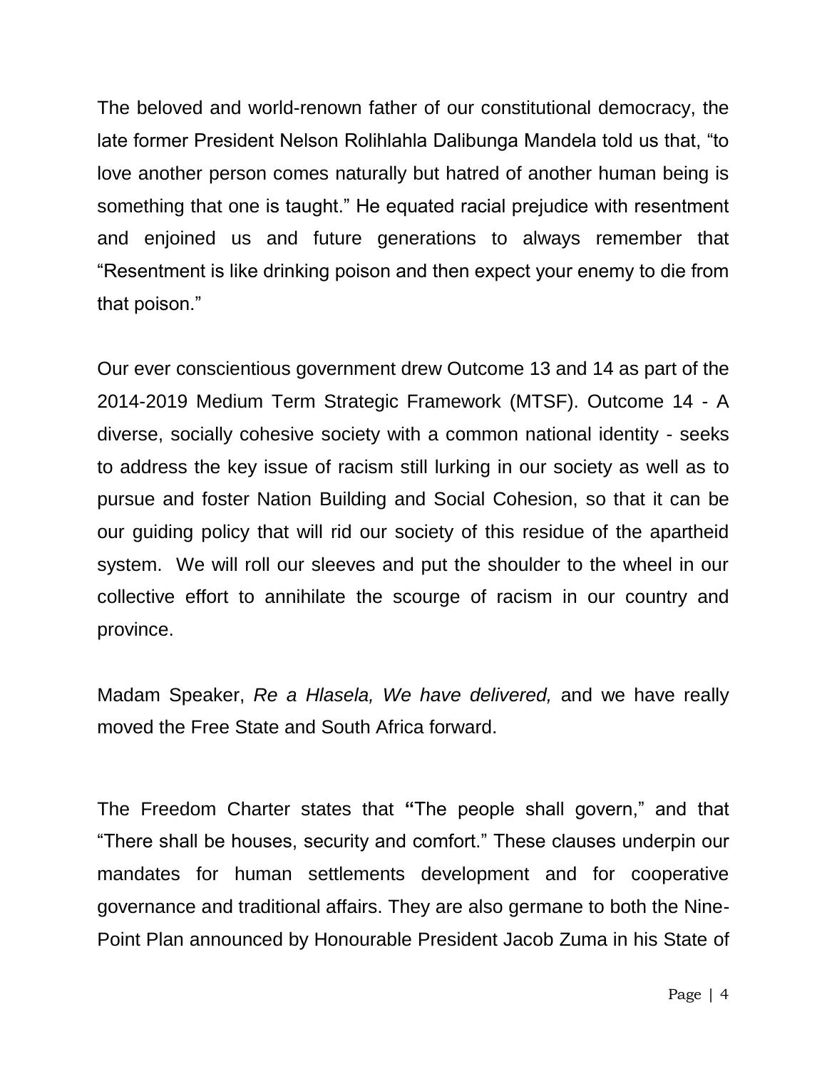The beloved and world-renown father of our constitutional democracy, the late former President Nelson Rolihlahla Dalibunga Mandela told us that, "to love another person comes naturally but hatred of another human being is something that one is taught." He equated racial prejudice with resentment and enjoined us and future generations to always remember that "Resentment is like drinking poison and then expect your enemy to die from that poison."

Our ever conscientious government drew Outcome 13 and 14 as part of the 2014-2019 Medium Term Strategic Framework (MTSF). Outcome 14 - A diverse, socially cohesive society with a common national identity - seeks to address the key issue of racism still lurking in our society as well as to pursue and foster Nation Building and Social Cohesion, so that it can be our guiding policy that will rid our society of this residue of the apartheid system. We will roll our sleeves and put the shoulder to the wheel in our collective effort to annihilate the scourge of racism in our country and province.

Madam Speaker, *Re a Hlasela, We have delivered,* and we have really moved the Free State and South Africa forward.

The Freedom Charter states that **"**The people shall govern," and that "There shall be houses, security and comfort." These clauses underpin our mandates for human settlements development and for cooperative governance and traditional affairs. They are also germane to both the Nine-Point Plan announced by Honourable President Jacob Zuma in his State of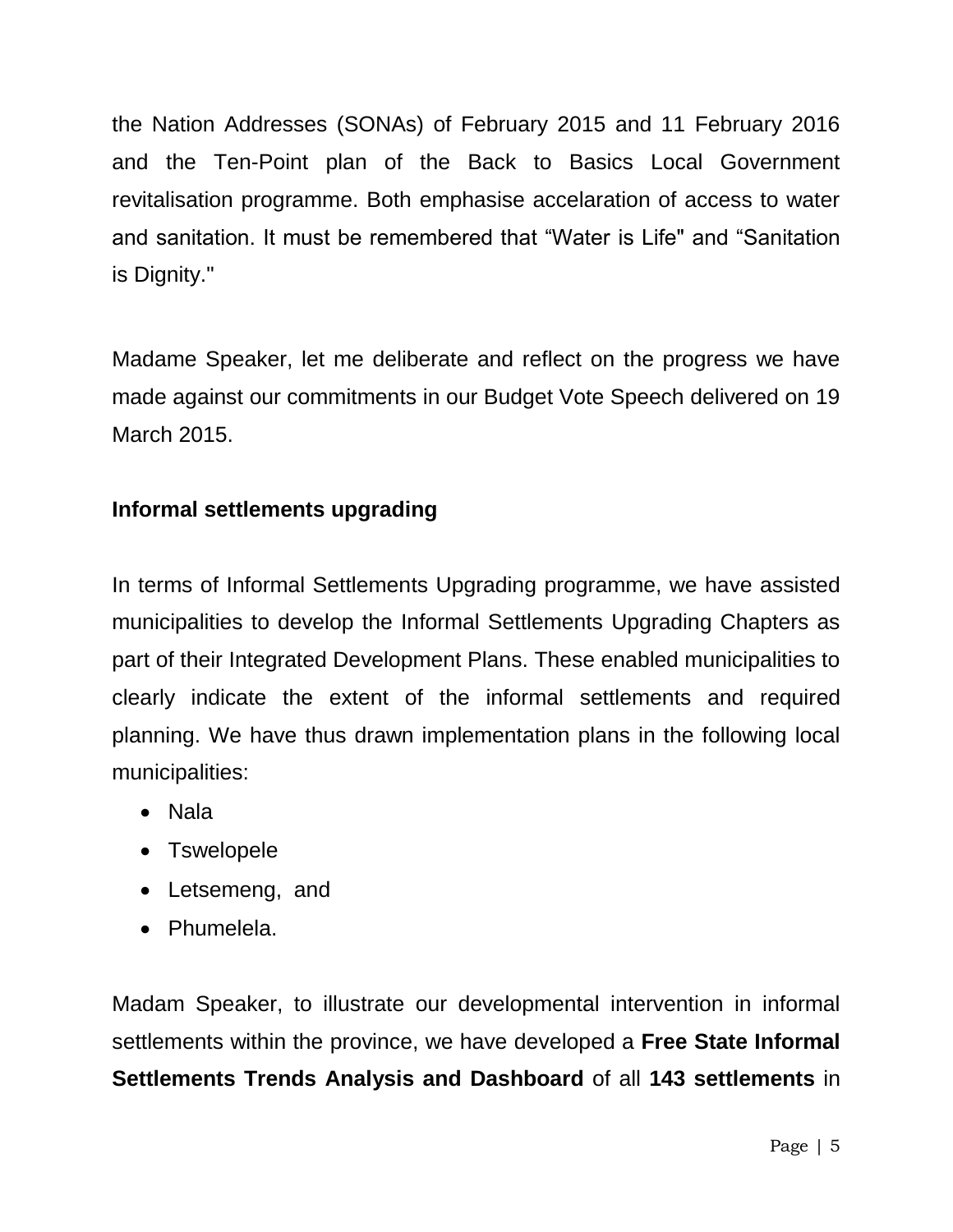the Nation Addresses (SONAs) of February 2015 and 11 February 2016 and the Ten-Point plan of the Back to Basics Local Government revitalisation programme. Both emphasise accelaration of access to water and sanitation. It must be remembered that “Water is Life" and “Sanitation is Dignity."

Madame Speaker, let me deliberate and reflect on the progress we have made against our commitments in our Budget Vote Speech delivered on 19 March 2015.

**Informal settlements upgrading**

In terms of Informal Settlements Upgrading programme, we have assisted municipalities to develop the Informal Settlements Upgrading Chapters as part of their Integrated Development Plans. These enabled municipalities to clearly indicate the extent of the informal settlements and required planning. We have thus drawn implementation plans in the following local municipalities:

- Nala
- Tswelopele
- Letsemeng, and
- Phumelela.

Madam Speaker, to illustrate our developmental intervention in informal settlements within the province, we have developed a **Free State Informal Settlements Trends Analysis and Dashboard** of all **143 settlements** in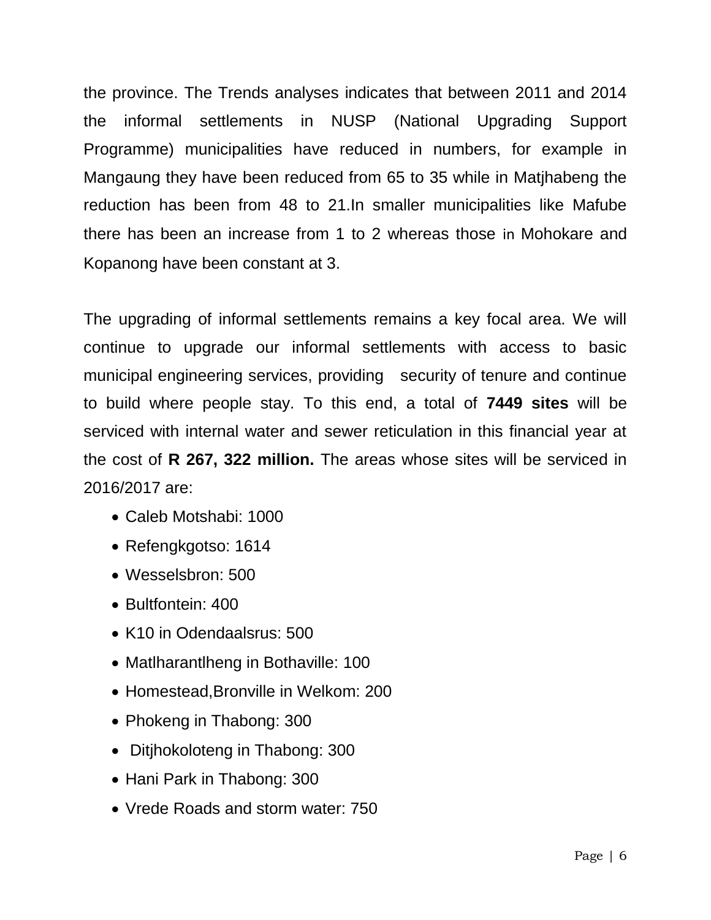the province. The Trends analyses indicates that between 2011 and 2014 the informal settlements in NUSP (National Upgrading Support Programme) municipalities have reduced in numbers, for example in Mangaung they have been reduced from 65 to 35 while in Matjhabeng the reduction has been from 48 to 21.In smaller municipalities like Mafube there has been an increase from 1 to 2 whereas those in Mohokare and Kopanong have been constant at 3.

The upgrading of informal settlements remains a key focal area. We will continue to upgrade our informal settlements with access to basic municipal engineering services, providing security of tenure and continue to build where people stay. To this end, a total of **7449 sites** will be serviced with internal water and sewer reticulation in this financial year at the cost of **R 267, 322 million.** The areas whose sites will be serviced in 2016/2017 are:

- Caleb Motshabi: 1000
- Refengkgotso: 1614
- Wesselsbron: 500
- Bultfontein: 400
- K10 in Odendaalsrus: 500
- Matlharantlheng in Bothaville: 100
- Homestead,Bronville in Welkom: 200
- Phokeng in Thabong: 300
- Ditjhokoloteng in Thabong: 300
- Hani Park in Thabong: 300
- Vrede Roads and storm water: 750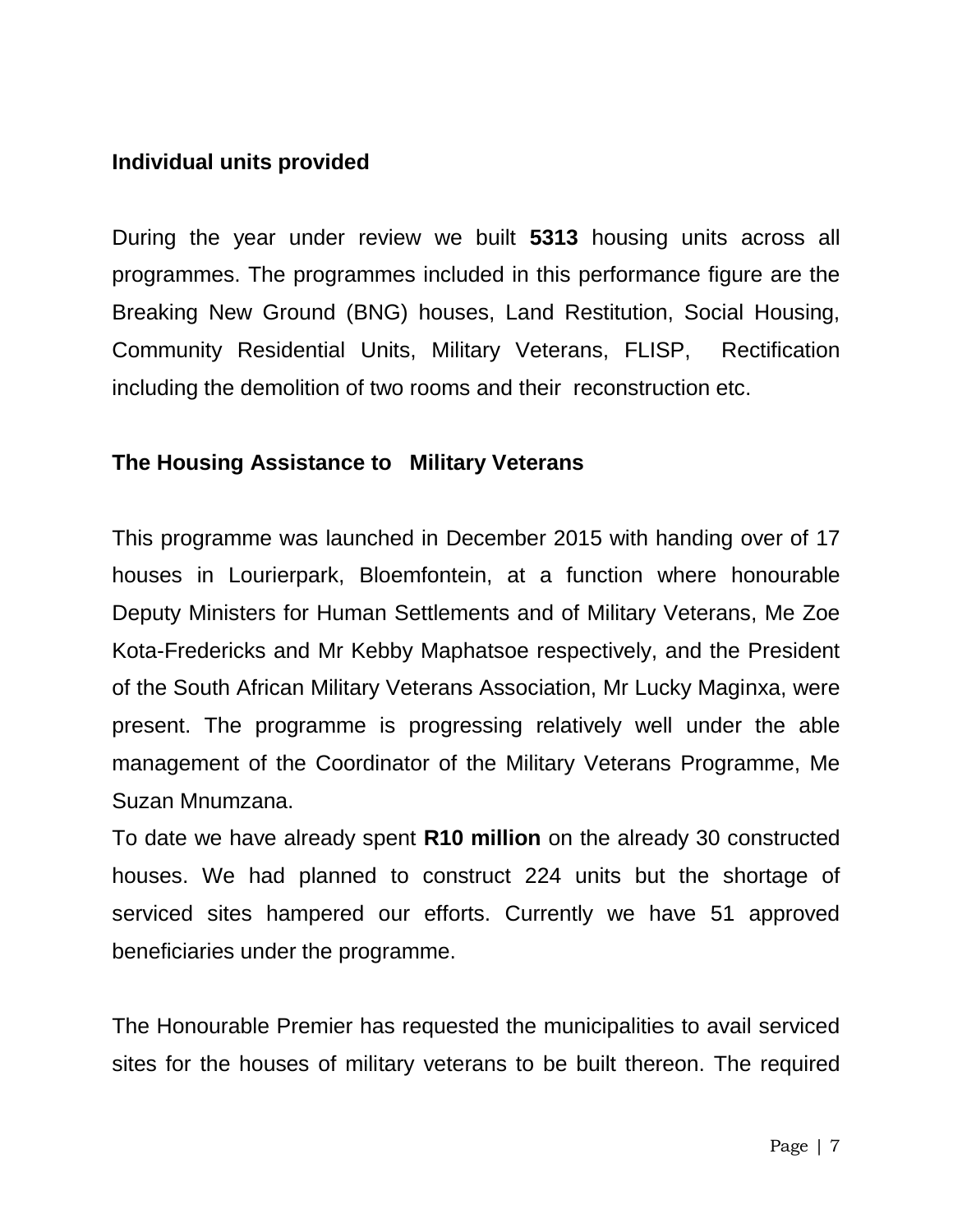**Individual units provided**

During the year under review we built **5313** housing units across all programmes. The programmes included in this performance figure are the Breaking New Ground (BNG) houses, Land Restitution, Social Housing, Community Residential Units, Military Veterans, FLISP, Rectification including the demolition of two rooms and their reconstruction etc.

**The Housing Assistance to Military Veterans**

This programme was launched in December 2015 with handing over of 17 houses in Lourierpark, Bloemfontein, at a function where honourable Deputy Ministers for Human Settlements and of Military Veterans, Me Zoe Kota-Fredericks and Mr Kebby Maphatsoe respectively, and the President of the South African Military Veterans Association, Mr Lucky Maginxa, were present. The programme is progressing relatively well under the able management of the Coordinator of the Military Veterans Programme, Me Suzan Mnumzana.

To date we have already spent **R10 million** on the already 30 constructed houses. We had planned to construct 224 units but the shortage of serviced sites hampered our efforts. Currently we have 51 approved beneficiaries under the programme.

The Honourable Premier has requested the municipalities to avail serviced sites for the houses of military veterans to be built thereon. The required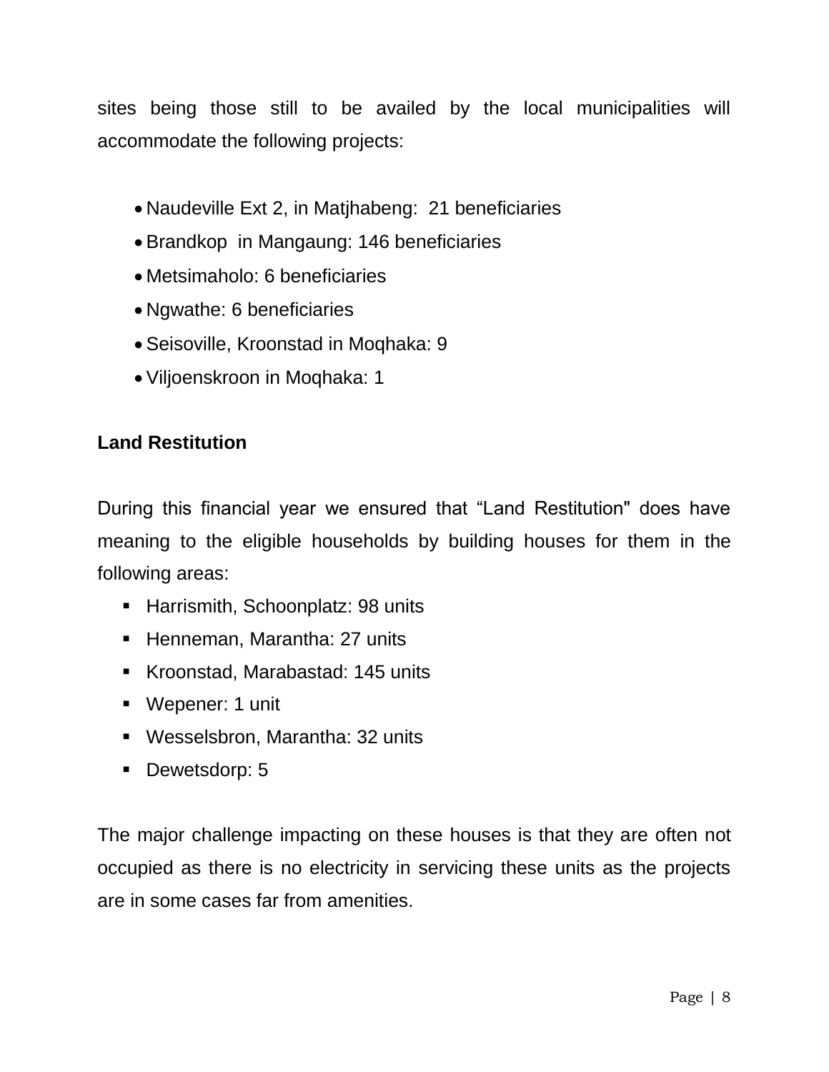sites being those still to be availed by the local municipalities will accommodate the following projects:

- Naudeville Ext 2, in Matjhabeng:  21 beneficiaries
- Brandkop  in Mangaung: 146 beneficiaries
- Metsimaholo: 6 beneficiaries
- Ngwathe: 6 beneficiaries
- Seisoville, Kroonstad in Moqhaka: 9
- Viljoenskroon in Moqhaka: 1

**Land Restitution**

During this financial year we ensured that "Land Restitution" does have meaning to the eligible households by building houses for them in the following areas:

- Harrismith, Schoonplatz: 98 units
- Henneman, Marantha: 27 units
- Kroonstad, Marabastad: 145 units
- Wepener: 1 unit
- Wesselsbron, Marantha: 32 units
- Dewetsdorp: 5

The major challenge impacting on these houses is that they are often not occupied as there is no electricity in servicing these units as the projects are in some cases far from amenities.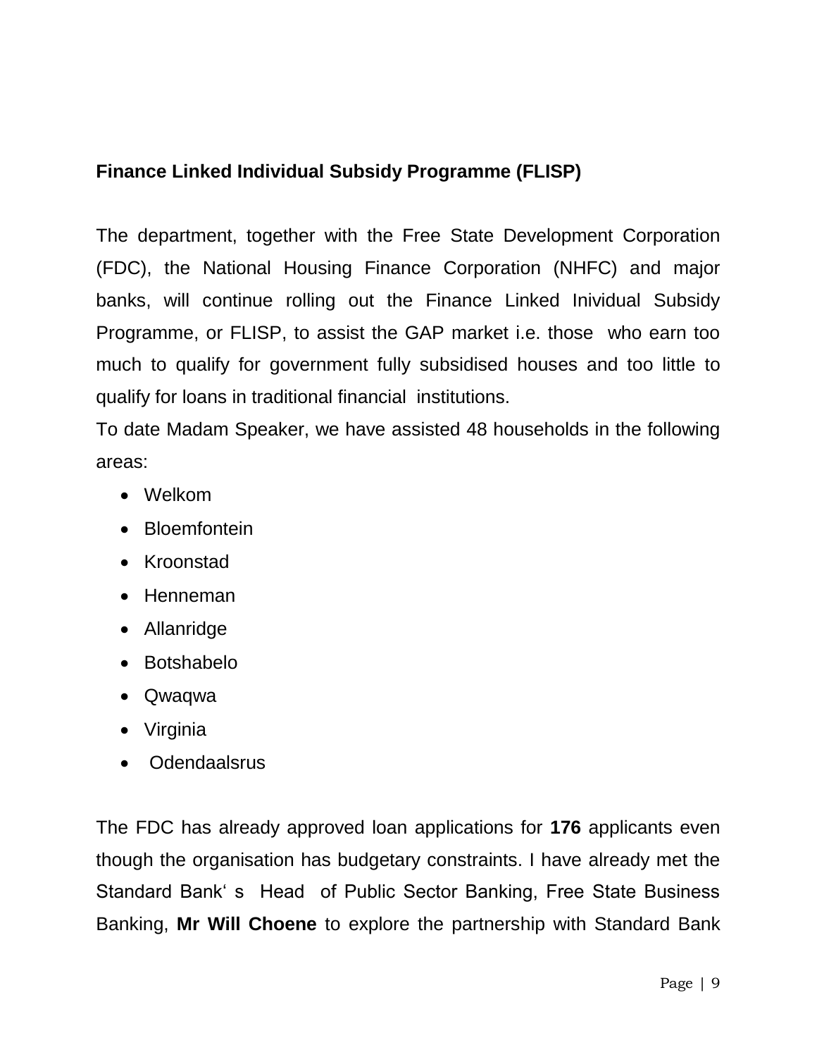**Finance Linked Individual Subsidy Programme (FLISP)**

The department, together with the Free State Development Corporation (FDC), the National Housing Finance Corporation (NHFC) and major banks, will continue rolling out the Finance Linked Inividual Subsidy Programme, or FLISP, to assist the GAP market i.e. those who earn too much to qualify for government fully subsidised houses and too little to qualify for loans in traditional financial institutions.

To date Madam Speaker, we have assisted 48 households in the following areas:

- Welkom
- Bloemfontein
- Kroonstad
- Henneman
- Allanridge
- Botshabelo
- Qwaqwa
- Virginia
- Odendaalsrus

The FDC has already approved loan applications for **176** applicants even though the organisation has budgetary constraints. I have already met the Standard Bank' s Head of Public Sector Banking, Free State Business Banking, **Mr Will Choene** to explore the partnership with Standard Bank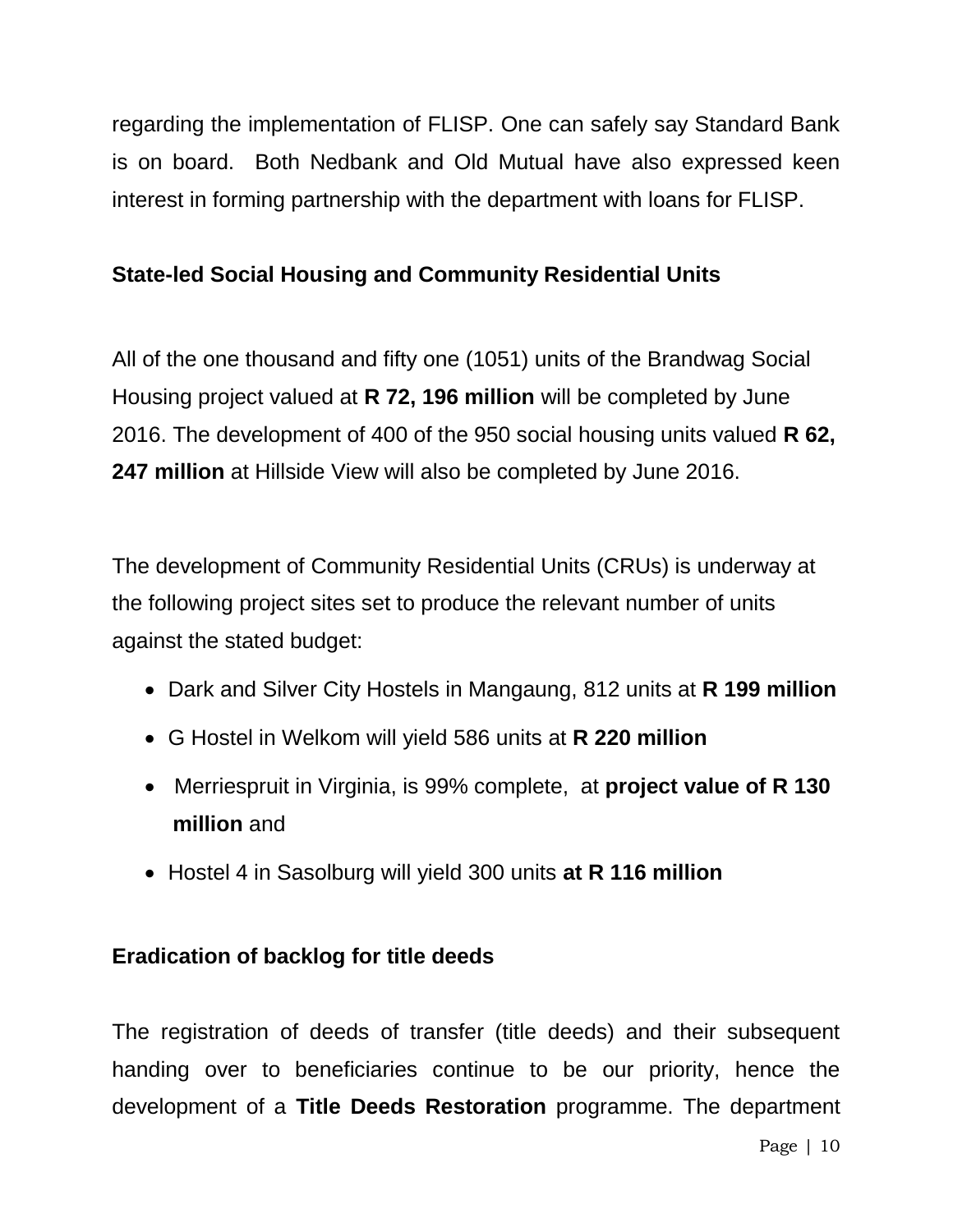regarding the implementation of FLISP. One can safely say Standard Bank is on board.  Both Nedbank and Old Mutual have also expressed keen interest in forming partnership with the department with loans for FLISP.

**State-led Social Housing and Community Residential Units**

All of the one thousand and fifty one (1051) units of the Brandwag Social Housing project valued at **R 72, 196 million** will be completed by June 2016. The development of 400 of the 950 social housing units valued **R 62, 247 million** at Hillside View will also be completed by June 2016.

The development of Community Residential Units (CRUs) is underway at the following project sites set to produce the relevant number of units against the stated budget:

- Dark and Silver City Hostels in Mangaung, 812 units at **R 199 million**
- G Hostel in Welkom will yield 586 units at **R 220 million**
- Merriespruit in Virginia, is 99% complete,  at **project value of R 130 million** and
- Hostel 4 in Sasolburg will yield 300 units **at R 116 million**

**Eradication of backlog for title deeds**

The registration of deeds of transfer (title deeds) and their subsequent handing over to beneficiaries continue to be our priority, hence the development of a **Title Deeds Restoration** programme. The department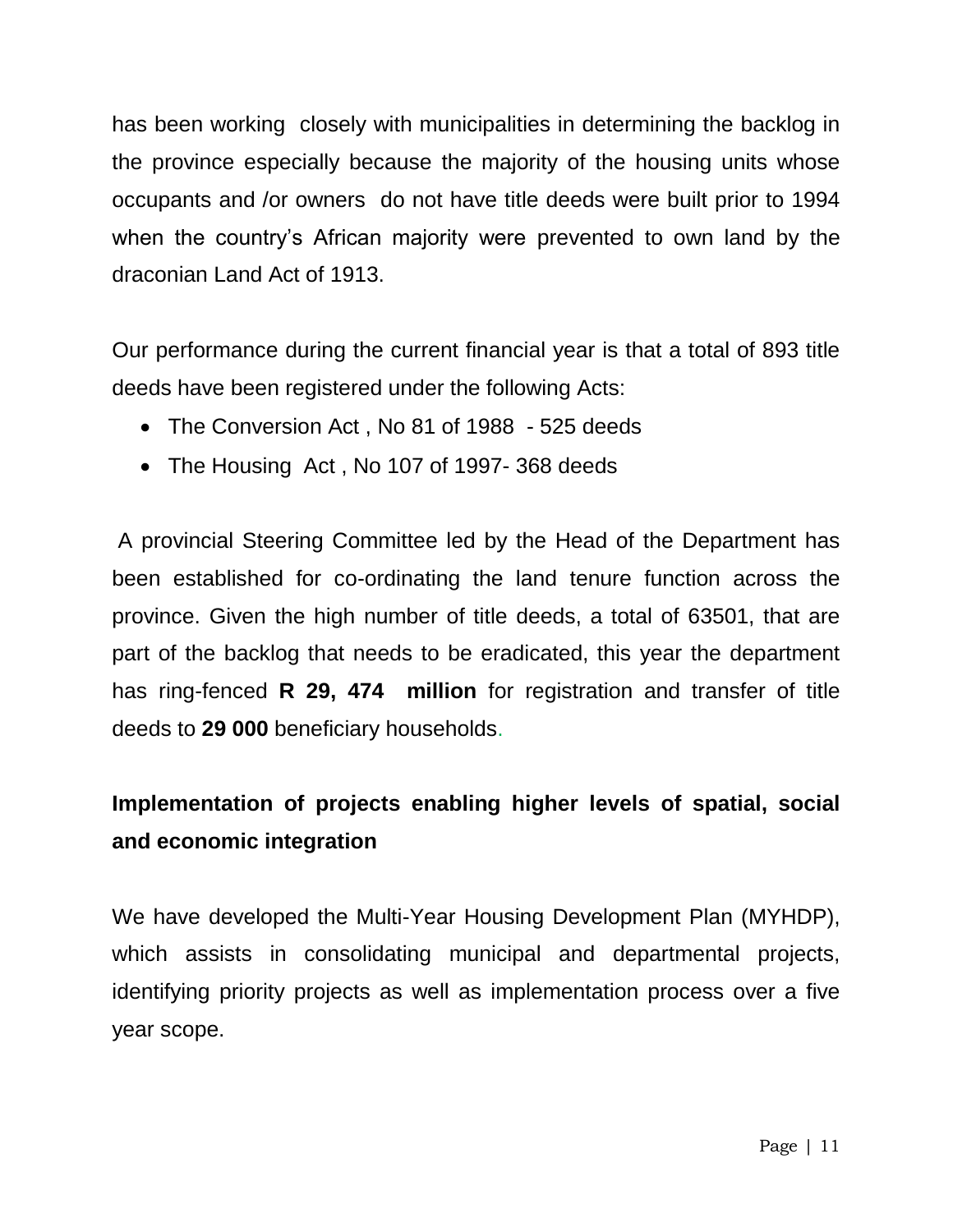has been working closely with municipalities in determining the backlog in the province especially because the majority of the housing units whose occupants and /or owners do not have title deeds were built prior to 1994 when the country's African majority were prevented to own land by the draconian Land Act of 1913.

Our performance during the current financial year is that a total of 893 title deeds have been registered under the following Acts:

- The Conversion Act , No 81 of 1988 - 525 deeds
- The Housing Act , No 107 of 1997- 368 deeds

A provincial Steering Committee led by the Head of the Department has been established for co-ordinating the land tenure function across the province. Given the high number of title deeds, a total of 63501, that are part of the backlog that needs to be eradicated, this year the department has ring-fenced **R 29, 474 million** for registration and transfer of title deeds to **29 000** beneficiary households.

**Implementation of projects enabling higher levels of spatial, social and economic integration**

We have developed the Multi-Year Housing Development Plan (MYHDP), which assists in consolidating municipal and departmental projects, identifying priority projects as well as implementation process over a five year scope.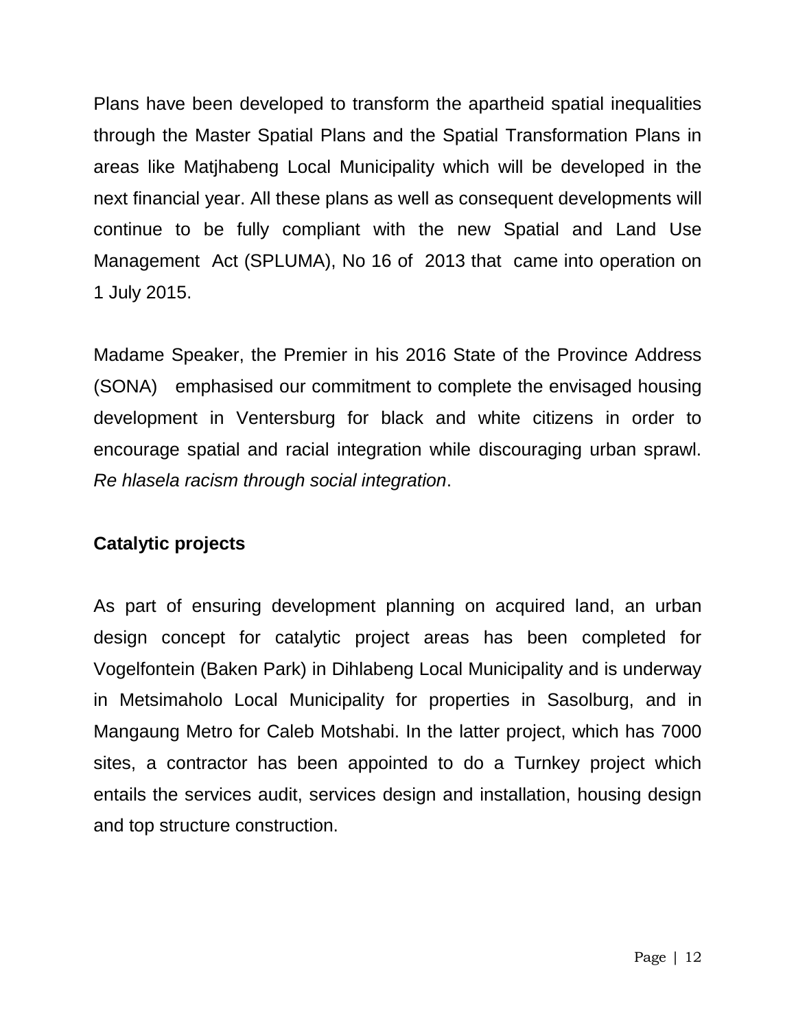Plans have been developed to transform the apartheid spatial inequalities through the Master Spatial Plans and the Spatial Transformation Plans in areas like Matjhabeng Local Municipality which will be developed in the next financial year. All these plans as well as consequent developments will continue to be fully compliant with the new Spatial and Land Use Management Act (SPLUMA), No 16 of 2013 that came into operation on 1 July 2015.

Madame Speaker, the Premier in his 2016 State of the Province Address (SONA) emphasised our commitment to complete the envisaged housing development in Ventersburg for black and white citizens in order to encourage spatial and racial integration while discouraging urban sprawl. *Re hlasela racism through social integration*.

**Catalytic projects**

As part of ensuring development planning on acquired land, an urban design concept for catalytic project areas has been completed for Vogelfontein (Baken Park) in Dihlabeng Local Municipality and is underway in Metsimaholo Local Municipality for properties in Sasolburg, and in Mangaung Metro for Caleb Motshabi. In the latter project, which has 7000 sites, a contractor has been appointed to do a Turnkey project which entails the services audit, services design and installation, housing design and top structure construction.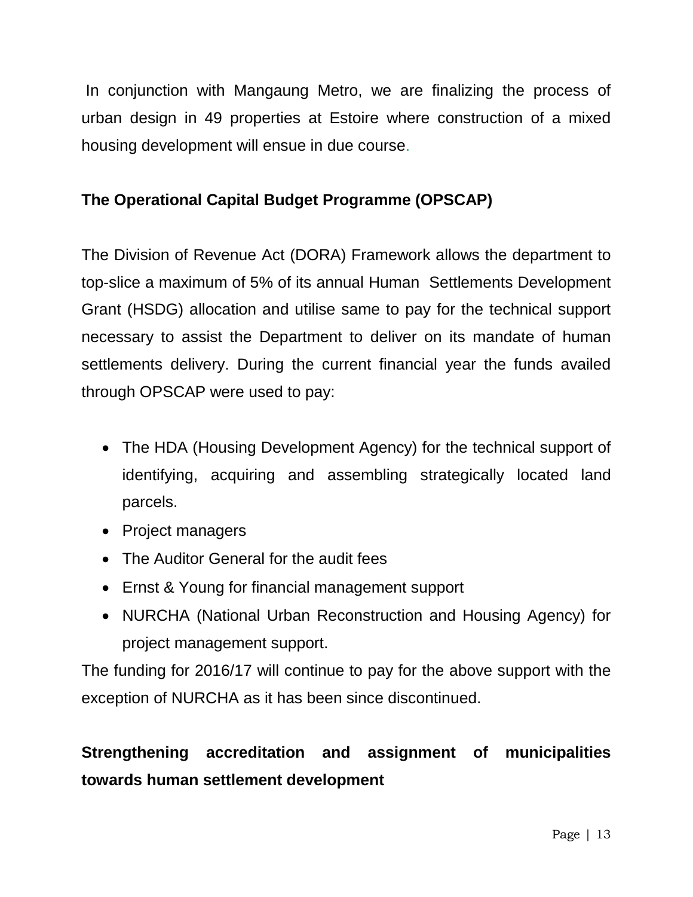In conjunction with Mangaung Metro, we are finalizing the process of urban design in 49 properties at Estoire where construction of a mixed housing development will ensue in due course.

**The Operational Capital Budget Programme (OPSCAP)**

The Division of Revenue Act (DORA) Framework allows the department to top-slice a maximum of 5% of its annual Human Settlements Development Grant (HSDG) allocation and utilise same to pay for the technical support necessary to assist the Department to deliver on its mandate of human settlements delivery. During the current financial year the funds availed through OPSCAP were used to pay:

- The HDA (Housing Development Agency) for the technical support of identifying, acquiring and assembling strategically located land parcels.
- Project managers
- The Auditor General for the audit fees
- Ernst & Young for financial management support
- NURCHA (National Urban Reconstruction and Housing Agency) for project management support.

The funding for 2016/17 will continue to pay for the above support with the exception of NURCHA as it has been since discontinued.

**Strengthening accreditation and assignment of municipalities towards human settlement development**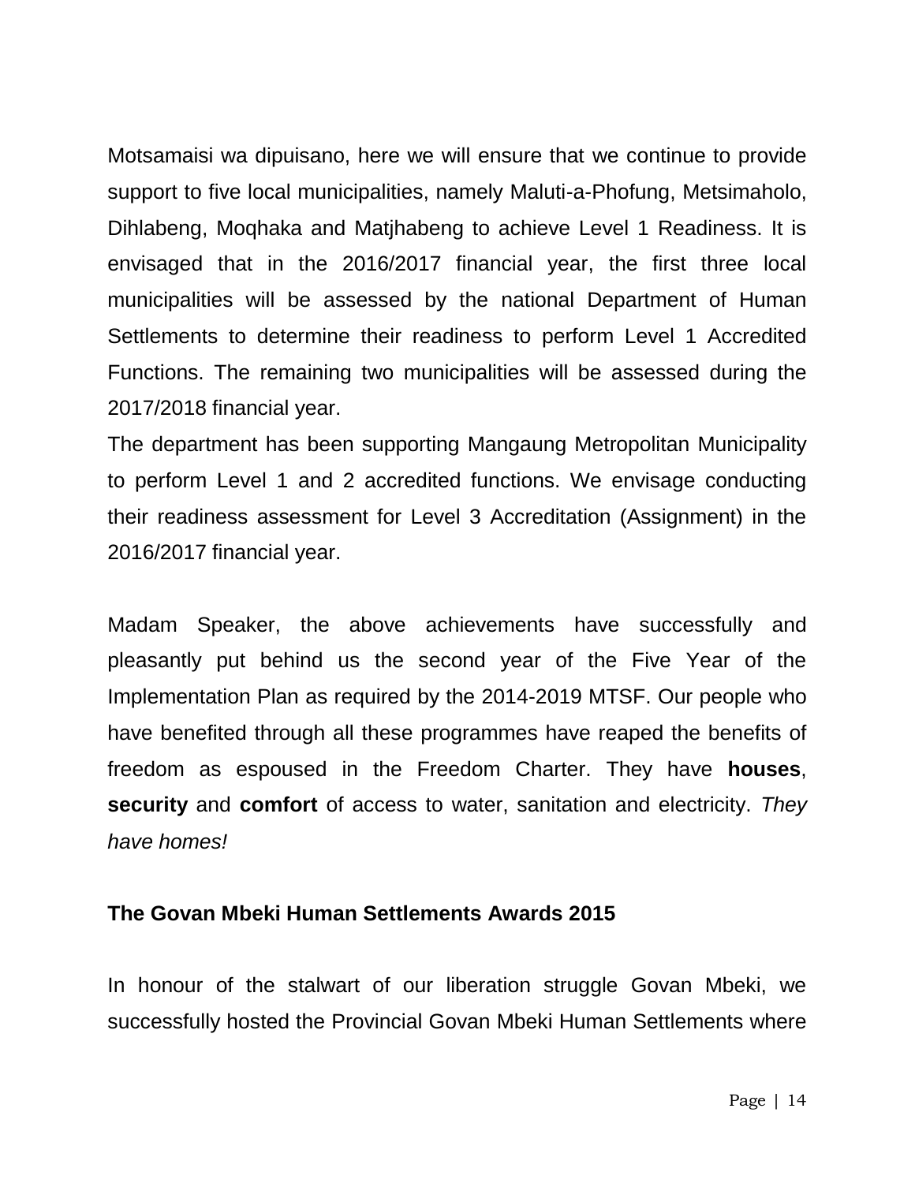Motsamaisi wa dipuisano, here we will ensure that we continue to provide support to five local municipalities, namely Maluti-a-Phofung, Metsimaholo, Dihlabeng, Moqhaka and Matjhabeng to achieve Level 1 Readiness. It is envisaged that in the 2016/2017 financial year, the first three local municipalities will be assessed by the national Department of Human Settlements to determine their readiness to perform Level 1 Accredited Functions. The remaining two municipalities will be assessed during the 2017/2018 financial year.

The department has been supporting Mangaung Metropolitan Municipality to perform Level 1 and 2 accredited functions. We envisage conducting their readiness assessment for Level 3 Accreditation (Assignment) in the 2016/2017 financial year.

Madam Speaker, the above achievements have successfully and pleasantly put behind us the second year of the Five Year of the Implementation Plan as required by the 2014-2019 MTSF. Our people who have benefited through all these programmes have reaped the benefits of freedom as espoused in the Freedom Charter. They have **houses**, **security** and **comfort** of access to water, sanitation and electricity. *They have homes!*

**The Govan Mbeki Human Settlements Awards 2015**

In honour of the stalwart of our liberation struggle Govan Mbeki, we successfully hosted the Provincial Govan Mbeki Human Settlements where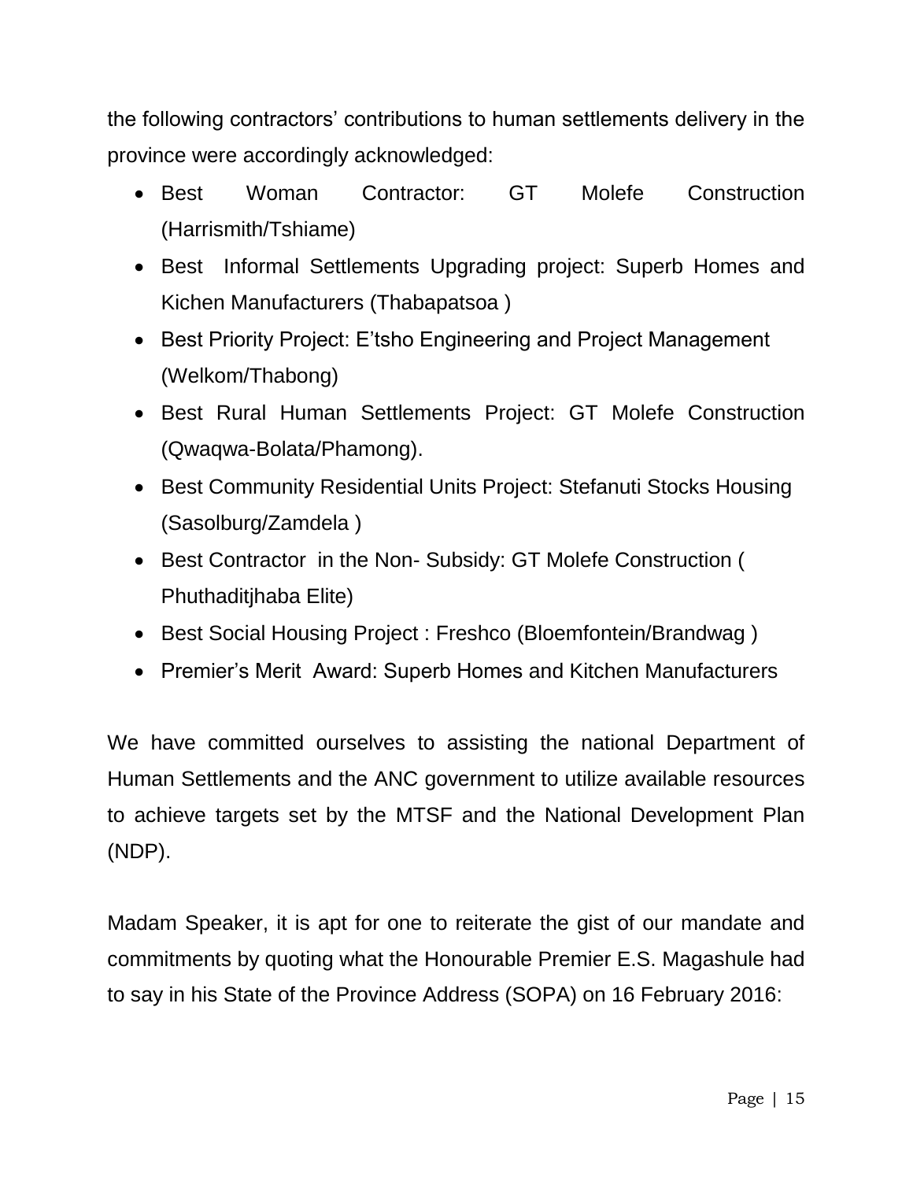the following contractors' contributions to human settlements delivery in the province were accordingly acknowledged:

- Best Woman Contractor: GT Molefe Construction (Harrismith/Tshiame)
- Best Informal Settlements Upgrading project: Superb Homes and Kichen Manufacturers (Thabapatsoa )
- Best Priority Project: E'tsho Engineering and Project Management (Welkom/Thabong)
- Best Rural Human Settlements Project: GT Molefe Construction (Qwaqwa-Bolata/Phamong).
- Best Community Residential Units Project: Stefanuti Stocks Housing (Sasolburg/Zamdela )
- Best Contractor in the Non- Subsidy: GT Molefe Construction ( Phuthaditjhaba Elite)
- Best Social Housing Project : Freshco (Bloemfontein/Brandwag )
- Premier's Merit Award: Superb Homes and Kitchen Manufacturers

We have committed ourselves to assisting the national Department of Human Settlements and the ANC government to utilize available resources to achieve targets set by the MTSF and the National Development Plan (NDP).

Madam Speaker, it is apt for one to reiterate the gist of our mandate and commitments by quoting what the Honourable Premier E.S. Magashule had to say in his State of the Province Address (SOPA) on 16 February 2016: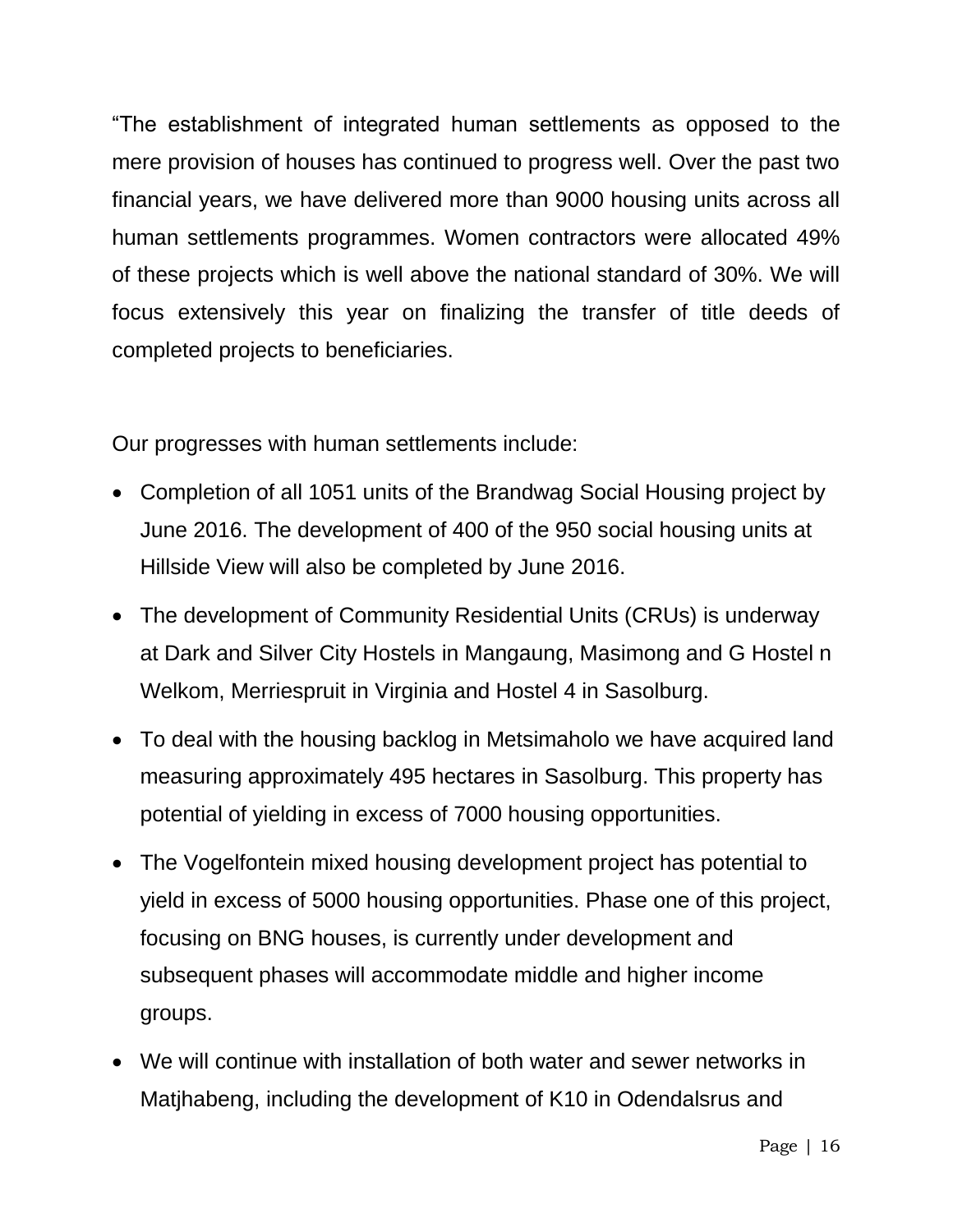“The establishment of integrated human settlements as opposed to the mere provision of houses has continued to progress well. Over the past two financial years, we have delivered more than 9000 housing units across all human settlements programmes. Women contractors were allocated 49% of these projects which is well above the national standard of 30%. We will focus extensively this year on finalizing the transfer of title deeds of completed projects to beneficiaries.

Our progresses with human settlements include:

- Completion of all 1051 units of the Brandwag Social Housing project by June 2016. The development of 400 of the 950 social housing units at Hillside View will also be completed by June 2016.
- The development of Community Residential Units (CRUs) is underway at Dark and Silver City Hostels in Mangaung, Masimong and G Hostel n Welkom, Merriespruit in Virginia and Hostel 4 in Sasolburg.
- To deal with the housing backlog in Metsimaholo we have acquired land measuring approximately 495 hectares in Sasolburg. This property has potential of yielding in excess of 7000 housing opportunities.
- The Vogelfontein mixed housing development project has potential to yield in excess of 5000 housing opportunities. Phase one of this project, focusing on BNG houses, is currently under development and subsequent phases will accommodate middle and higher income groups.
- We will continue with installation of both water and sewer networks in Matjhabeng, including the development of K10 in Odendalsrus and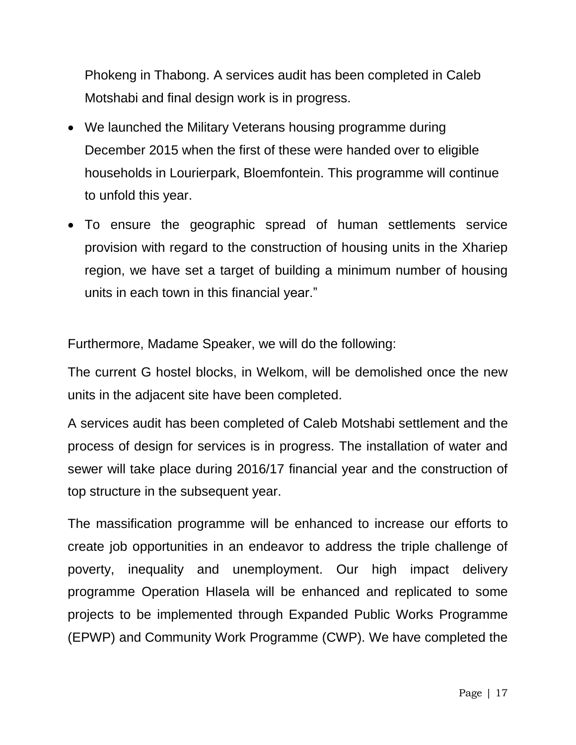Phokeng in Thabong. A services audit has been completed in Caleb Motshabi and final design work is in progress.

- We launched the Military Veterans housing programme during December 2015 when the first of these were handed over to eligible households in Lourierpark, Bloemfontein. This programme will continue to unfold this year.
- To ensure the geographic spread of human settlements service provision with regard to the construction of housing units in the Xhariep region, we have set a target of building a minimum number of housing units in each town in this financial year."

Furthermore, Madame Speaker, we will do the following:

The current G hostel blocks, in Welkom, will be demolished once the new units in the adjacent site have been completed.

A services audit has been completed of Caleb Motshabi settlement and the process of design for services is in progress. The installation of water and sewer will take place during 2016/17 financial year and the construction of top structure in the subsequent year.

The massification programme will be enhanced to increase our efforts to create job opportunities in an endeavor to address the triple challenge of poverty, inequality and unemployment. Our high impact delivery programme Operation Hlasela will be enhanced and replicated to some projects to be implemented through Expanded Public Works Programme (EPWP) and Community Work Programme (CWP). We have completed the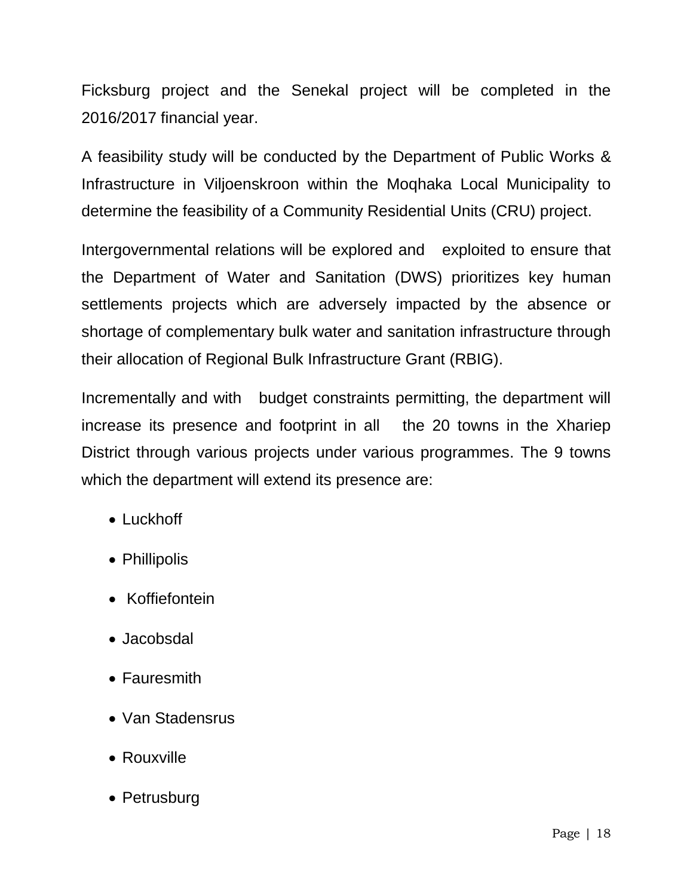Ficksburg project and the Senekal project will be completed in the 2016/2017 financial year.

A feasibility study will be conducted by the Department of Public Works & Infrastructure in Viljoenskroon within the Moqhaka Local Municipality to determine the feasibility of a Community Residential Units (CRU) project.

Intergovernmental relations will be explored and exploited to ensure that the Department of Water and Sanitation (DWS) prioritizes key human settlements projects which are adversely impacted by the absence or shortage of complementary bulk water and sanitation infrastructure through their allocation of Regional Bulk Infrastructure Grant (RBIG).

Incrementally and with budget constraints permitting, the department will increase its presence and footprint in all the 20 towns in the Xhariep District through various projects under various programmes. The 9 towns which the department will extend its presence are:

- Luckhoff
- Phillipolis
- Koffiefontein
- Jacobsdal
- Fauresmith
- Van Stadensrus
- Rouxville
- Petrusburg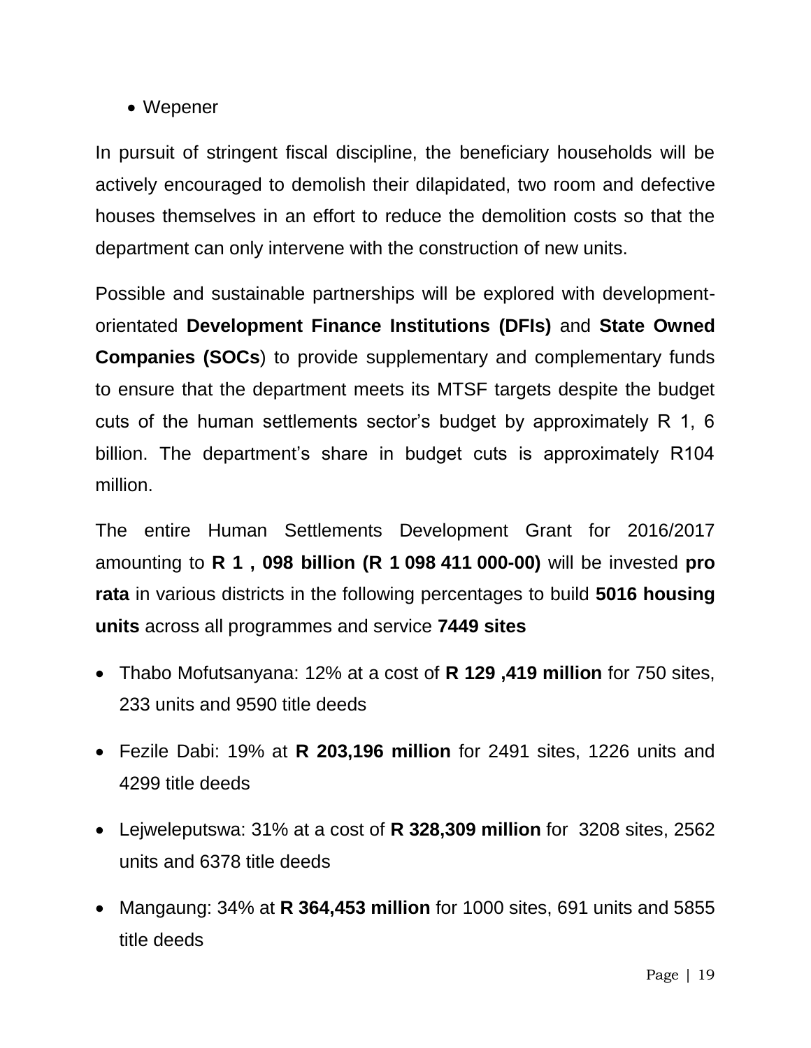- Wepener

In pursuit of stringent fiscal discipline, the beneficiary households will be actively encouraged to demolish their dilapidated, two room and defective houses themselves in an effort to reduce the demolition costs so that the department can only intervene with the construction of new units.

Possible and sustainable partnerships will be explored with development-orientated **Development Finance Institutions (DFIs)** and **State Owned Companies (SOCs**) to provide supplementary and complementary funds to ensure that the department meets its MTSF targets despite the budget cuts of the human settlements sector's budget by approximately R 1, 6 billion. The department's share in budget cuts is approximately R104 million.

The entire Human Settlements Development Grant for 2016/2017 amounting to **R 1 , 098 billion (R 1 098 411 000-00)** will be invested **pro rata** in various districts in the following percentages to build **5016 housing units** across all programmes and service **7449 sites**

- Thabo Mofutsanyana: 12% at a cost of **R 129 ,419 million** for 750 sites, 233 units and 9590 title deeds
- Fezile Dabi: 19% at **R 203,196 million** for 2491 sites, 1226 units and 4299 title deeds
- Lejweleputswa: 31% at a cost of **R 328,309 million** for 3208 sites, 2562 units and 6378 title deeds
- Mangaung: 34% at **R 364,453 million** for 1000 sites, 691 units and 5855 title deeds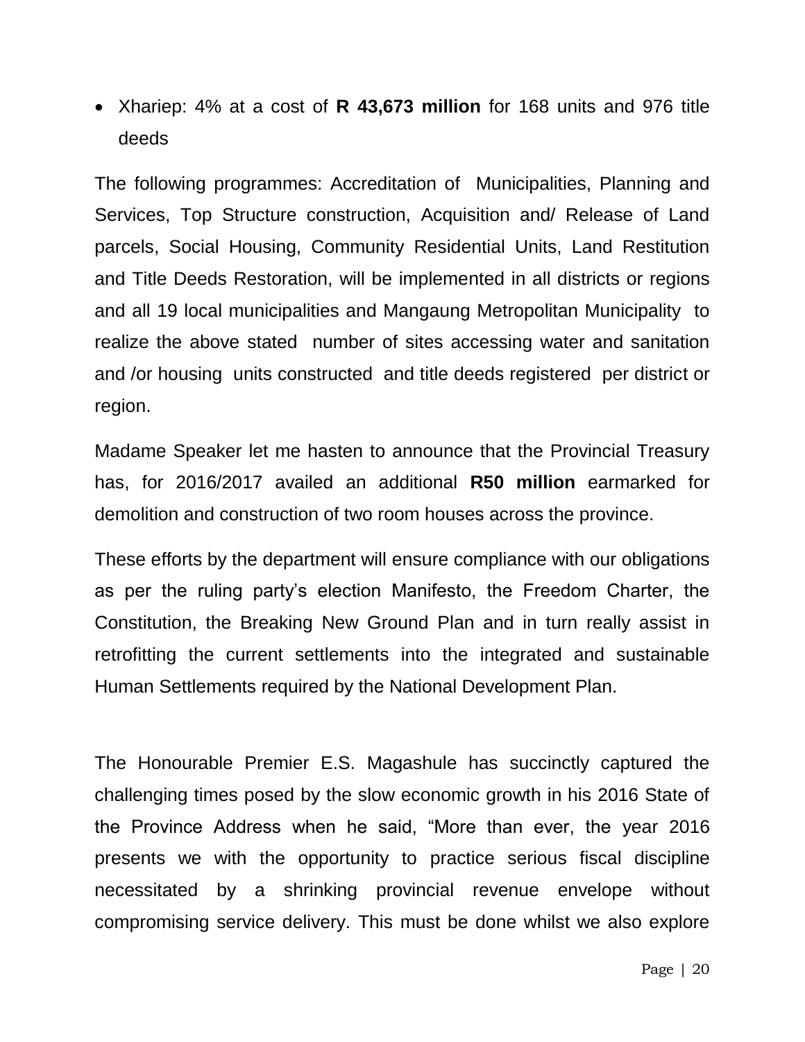- Xhariep: 4% at a cost of **R 43,673 million** for 168 units and 976 title deeds

The following programmes: Accreditation of Municipalities, Planning and Services, Top Structure construction, Acquisition and/ Release of Land parcels, Social Housing, Community Residential Units, Land Restitution and Title Deeds Restoration, will be implemented in all districts or regions and all 19 local municipalities and Mangaung Metropolitan Municipality to realize the above stated number of sites accessing water and sanitation and /or housing units constructed and title deeds registered per district or region.

Madame Speaker let me hasten to announce that the Provincial Treasury has, for 2016/2017 availed an additional **R50 million** earmarked for demolition and construction of two room houses across the province.

These efforts by the department will ensure compliance with our obligations as per the ruling party's election Manifesto, the Freedom Charter, the Constitution, the Breaking New Ground Plan and in turn really assist in retrofitting the current settlements into the integrated and sustainable Human Settlements required by the National Development Plan.

The Honourable Premier E.S. Magashule has succinctly captured the challenging times posed by the slow economic growth in his 2016 State of the Province Address when he said, "More than ever, the year 2016 presents we with the opportunity to practice serious fiscal discipline necessitated by a shrinking provincial revenue envelope without compromising service delivery. This must be done whilst we also explore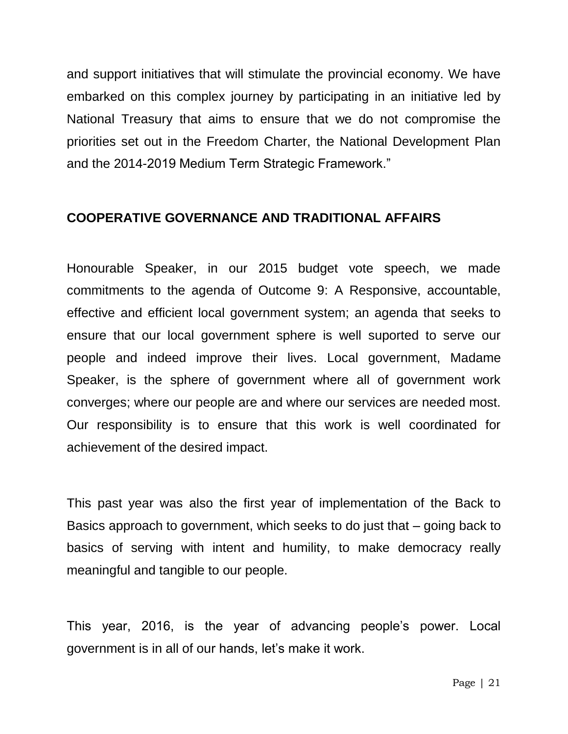and support initiatives that will stimulate the provincial economy. We have embarked on this complex journey by participating in an initiative led by National Treasury that aims to ensure that we do not compromise the priorities set out in the Freedom Charter, the National Development Plan and the 2014-2019 Medium Term Strategic Framework."

## COOPERATIVE GOVERNANCE AND TRADITIONAL AFFAIRS

Honourable Speaker, in our 2015 budget vote speech, we made commitments to the agenda of Outcome 9: A Responsive, accountable, effective and efficient local government system; an agenda that seeks to ensure that our local government sphere is well suported to serve our people and indeed improve their lives. Local government, Madame Speaker, is the sphere of government where all of government work converges; where our people are and where our services are needed most. Our responsibility is to ensure that this work is well coordinated for achievement of the desired impact.

This past year was also the first year of implementation of the Back to Basics approach to government, which seeks to do just that – going back to basics of serving with intent and humility, to make democracy really meaningful and tangible to our people.

This year, 2016, is the year of advancing people's power. Local government is in all of our hands, let's make it work.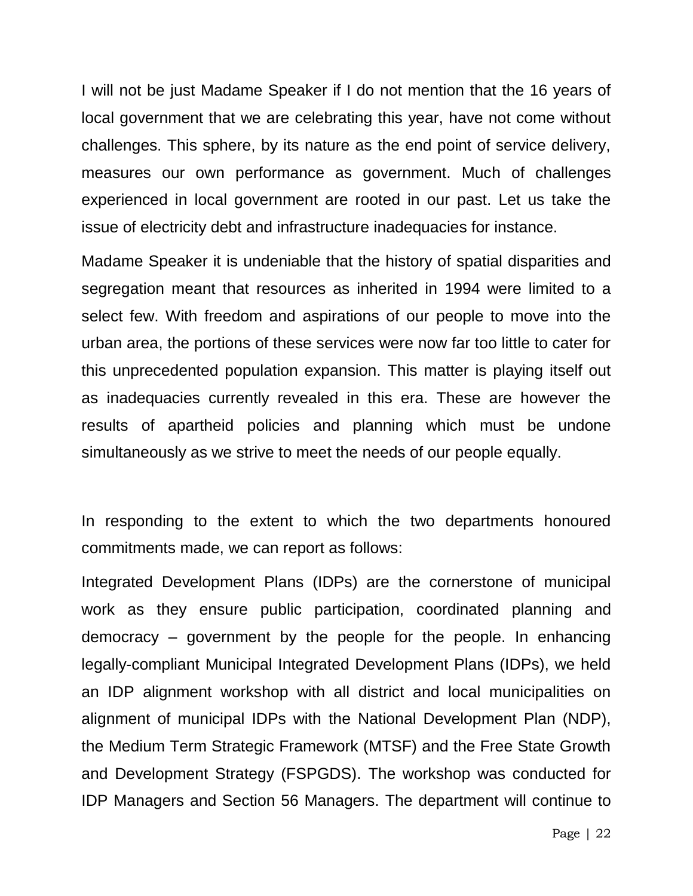I will not be just Madame Speaker if I do not mention that the 16 years of local government that we are celebrating this year, have not come without challenges. This sphere, by its nature as the end point of service delivery, measures our own performance as government. Much of challenges experienced in local government are rooted in our past. Let us take the issue of electricity debt and infrastructure inadequacies for instance.

Madame Speaker it is undeniable that the history of spatial disparities and segregation meant that resources as inherited in 1994 were limited to a select few. With freedom and aspirations of our people to move into the urban area, the portions of these services were now far too little to cater for this unprecedented population expansion. This matter is playing itself out as inadequacies currently revealed in this era. These are however the results of apartheid policies and planning which must be undone simultaneously as we strive to meet the needs of our people equally.

In responding to the extent to which the two departments honoured commitments made, we can report as follows:

Integrated Development Plans (IDPs) are the cornerstone of municipal work as they ensure public participation, coordinated planning and democracy – government by the people for the people. In enhancing legally-compliant Municipal Integrated Development Plans (IDPs), we held an IDP alignment workshop with all district and local municipalities on alignment of municipal IDPs with the National Development Plan (NDP), the Medium Term Strategic Framework (MTSF) and the Free State Growth and Development Strategy (FSPGDS). The workshop was conducted for IDP Managers and Section 56 Managers. The department will continue to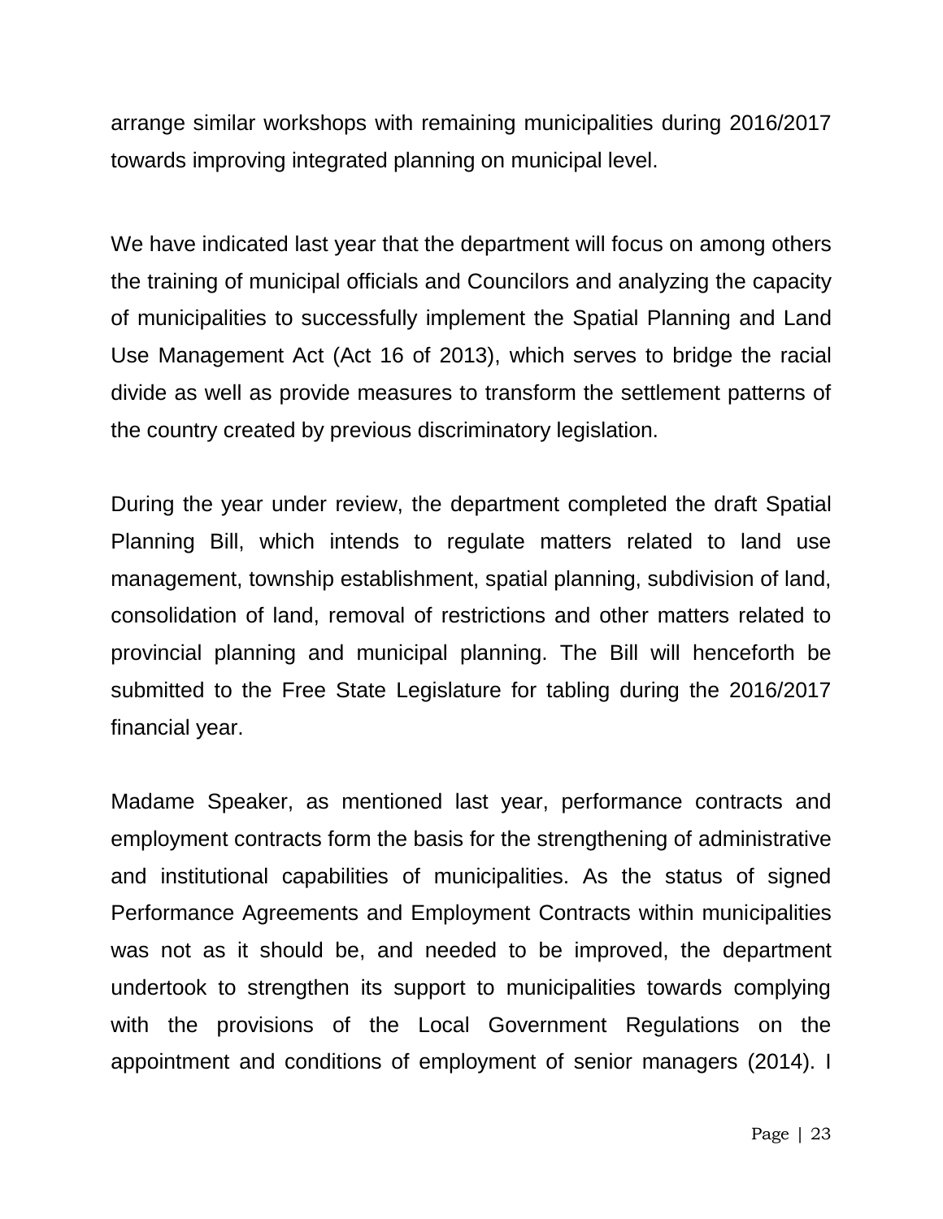arrange similar workshops with remaining municipalities during 2016/2017 towards improving integrated planning on municipal level.

We have indicated last year that the department will focus on among others the training of municipal officials and Councilors and analyzing the capacity of municipalities to successfully implement the Spatial Planning and Land Use Management Act (Act 16 of 2013), which serves to bridge the racial divide as well as provide measures to transform the settlement patterns of the country created by previous discriminatory legislation.

During the year under review, the department completed the draft Spatial Planning Bill, which intends to regulate matters related to land use management, township establishment, spatial planning, subdivision of land, consolidation of land, removal of restrictions and other matters related to provincial planning and municipal planning. The Bill will henceforth be submitted to the Free State Legislature for tabling during the 2016/2017 financial year.

Madame Speaker, as mentioned last year, performance contracts and employment contracts form the basis for the strengthening of administrative and institutional capabilities of municipalities. As the status of signed Performance Agreements and Employment Contracts within municipalities was not as it should be, and needed to be improved, the department undertook to strengthen its support to municipalities towards complying with the provisions of the Local Government Regulations on the appointment and conditions of employment of senior managers (2014). I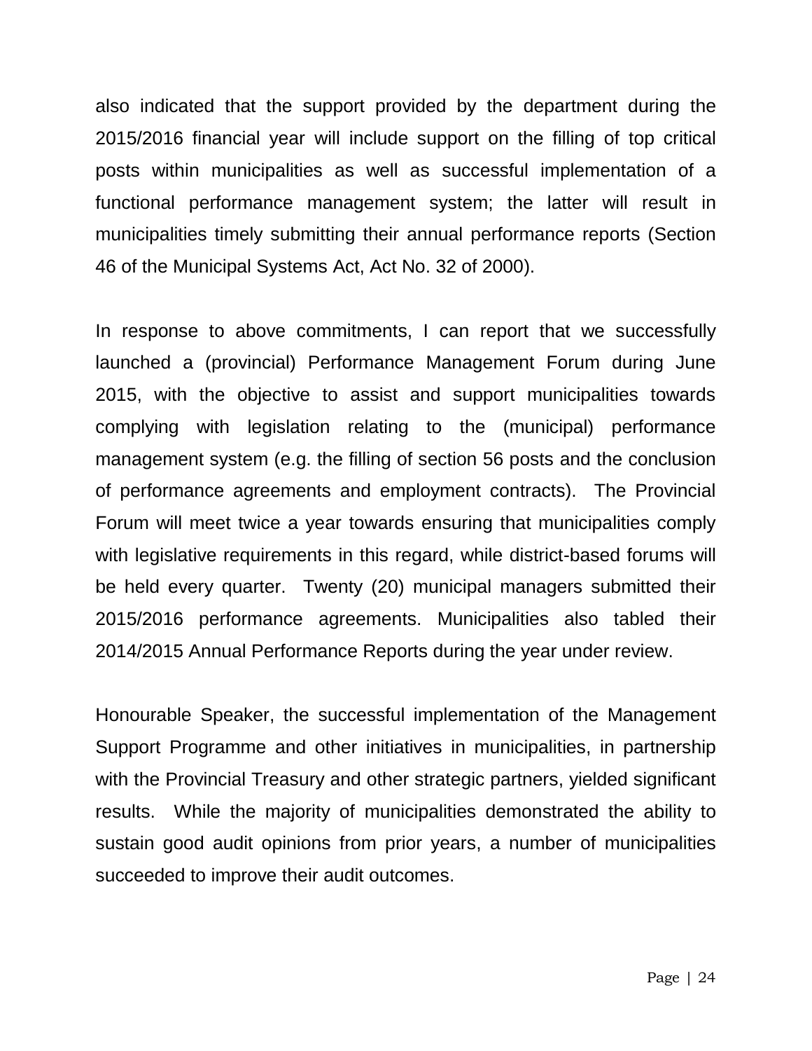also indicated that the support provided by the department during the 2015/2016 financial year will include support on the filling of top critical posts within municipalities as well as successful implementation of a functional performance management system; the latter will result in municipalities timely submitting their annual performance reports (Section 46 of the Municipal Systems Act, Act No. 32 of 2000).

In response to above commitments, I can report that we successfully launched a (provincial) Performance Management Forum during June 2015, with the objective to assist and support municipalities towards complying with legislation relating to the (municipal) performance management system (e.g. the filling of section 56 posts and the conclusion of performance agreements and employment contracts). The Provincial Forum will meet twice a year towards ensuring that municipalities comply with legislative requirements in this regard, while district-based forums will be held every quarter. Twenty (20) municipal managers submitted their 2015/2016 performance agreements. Municipalities also tabled their 2014/2015 Annual Performance Reports during the year under review.

Honourable Speaker, the successful implementation of the Management Support Programme and other initiatives in municipalities, in partnership with the Provincial Treasury and other strategic partners, yielded significant results. While the majority of municipalities demonstrated the ability to sustain good audit opinions from prior years, a number of municipalities succeeded to improve their audit outcomes.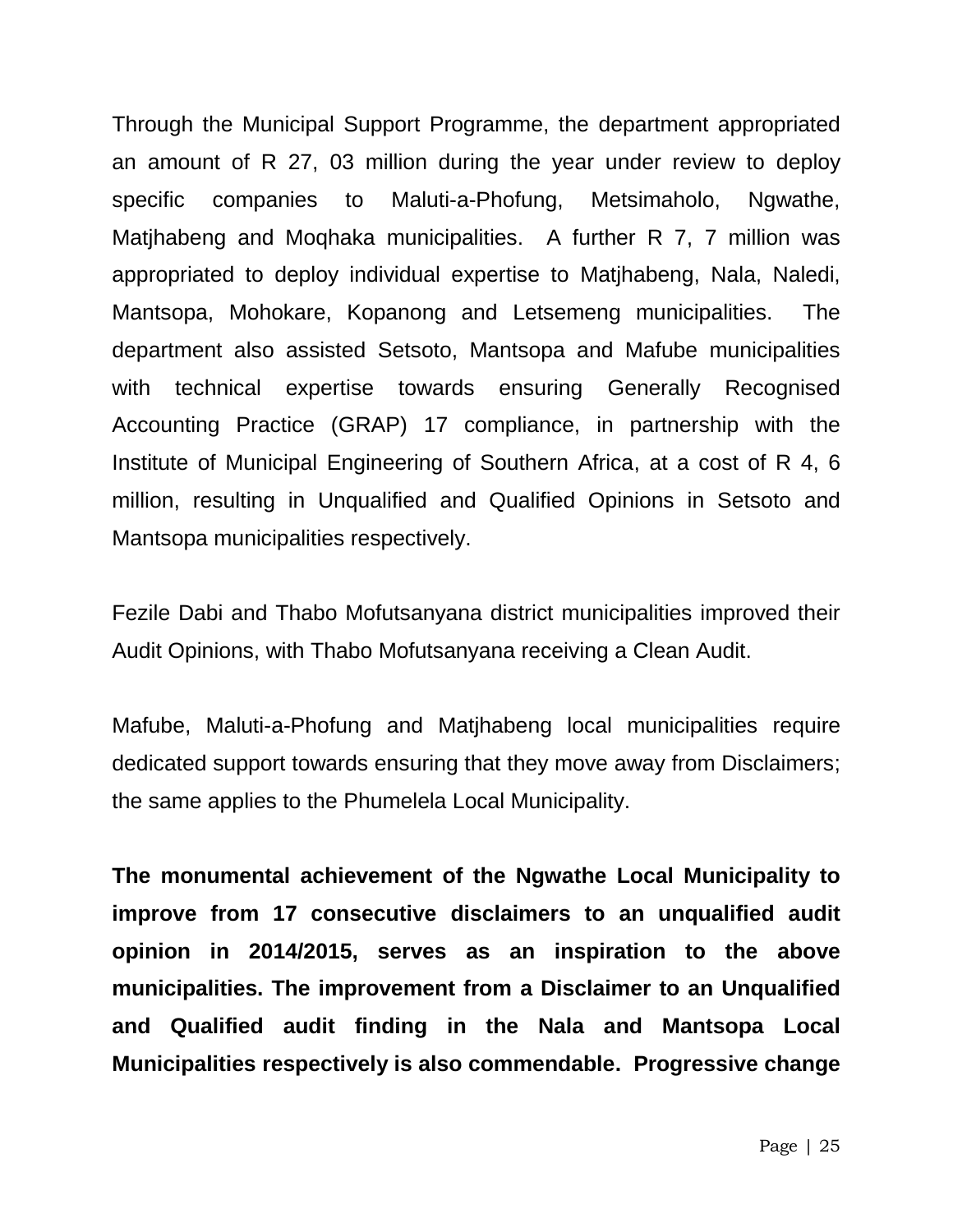Through the Municipal Support Programme, the department appropriated an amount of R 27, 03 million during the year under review to deploy specific companies to Maluti-a-Phofung, Metsimaholo, Ngwathe, Matjhabeng and Moqhaka municipalities.  A further R 7, 7 million was appropriated to deploy individual expertise to Matjhabeng, Nala, Naledi, Mantsopa, Mohokare, Kopanong and Letsemeng municipalities.  The department also assisted Setsoto, Mantsopa and Mafube municipalities with technical expertise towards ensuring Generally Recognised Accounting Practice (GRAP) 17 compliance, in partnership with the Institute of Municipal Engineering of Southern Africa, at a cost of R 4, 6 million, resulting in Unqualified and Qualified Opinions in Setsoto and Mantsopa municipalities respectively.

Fezile Dabi and Thabo Mofutsanyana district municipalities improved their Audit Opinions, with Thabo Mofutsanyana receiving a Clean Audit.

Mafube, Maluti-a-Phofung and Matjhabeng local municipalities require dedicated support towards ensuring that they move away from Disclaimers; the same applies to the Phumelela Local Municipality.

**The monumental achievement of the Ngwathe Local Municipality to improve from 17 consecutive disclaimers to an unqualified audit opinion in 2014/2015, serves as an inspiration to the above municipalities. The improvement from a Disclaimer to an Unqualified and Qualified audit finding in the Nala and Mantsopa Local Municipalities respectively is also commendable.  Progressive change**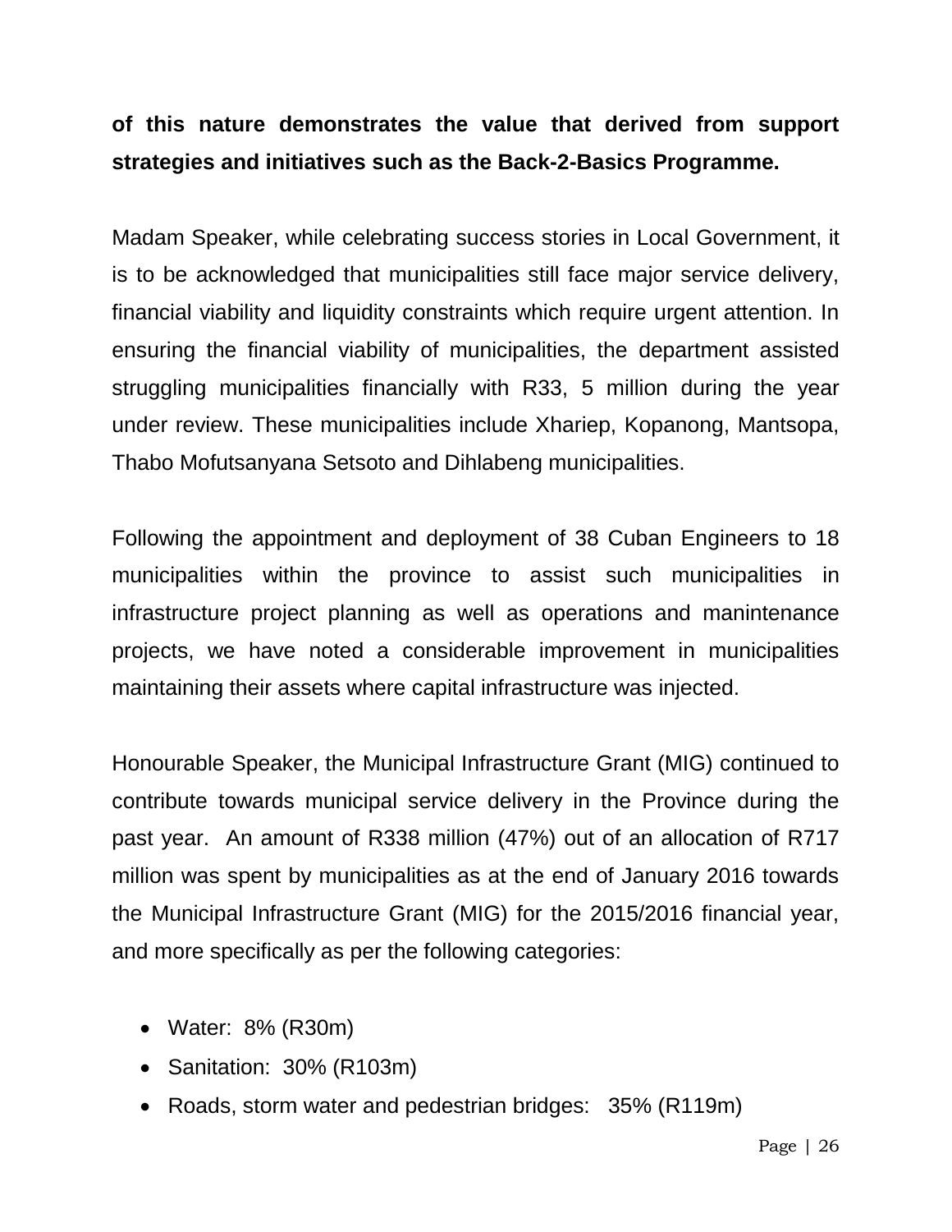**of this nature demonstrates the value that derived from support strategies and initiatives such as the Back-2-Basics Programme.**

Madam Speaker, while celebrating success stories in Local Government, it is to be acknowledged that municipalities still face major service delivery, financial viability and liquidity constraints which require urgent attention. In ensuring the financial viability of municipalities, the department assisted struggling municipalities financially with R33, 5 million during the year under review. These municipalities include Xhariep, Kopanong, Mantsopa, Thabo Mofutsanyana Setsoto and Dihlabeng municipalities.

Following the appointment and deployment of 38 Cuban Engineers to 18 municipalities within the province to assist such municipalities in infrastructure project planning as well as operations and manintenance projects, we have noted a considerable improvement in municipalities maintaining their assets where capital infrastructure was injected.

Honourable Speaker, the Municipal Infrastructure Grant (MIG) continued to contribute towards municipal service delivery in the Province during the past year. An amount of R338 million (47%) out of an allocation of R717 million was spent by municipalities as at the end of January 2016 towards the Municipal Infrastructure Grant (MIG) for the 2015/2016 financial year, and more specifically as per the following categories:

- Water: 8% (R30m)
- Sanitation: 30% (R103m)
- Roads, storm water and pedestrian bridges: 35% (R119m)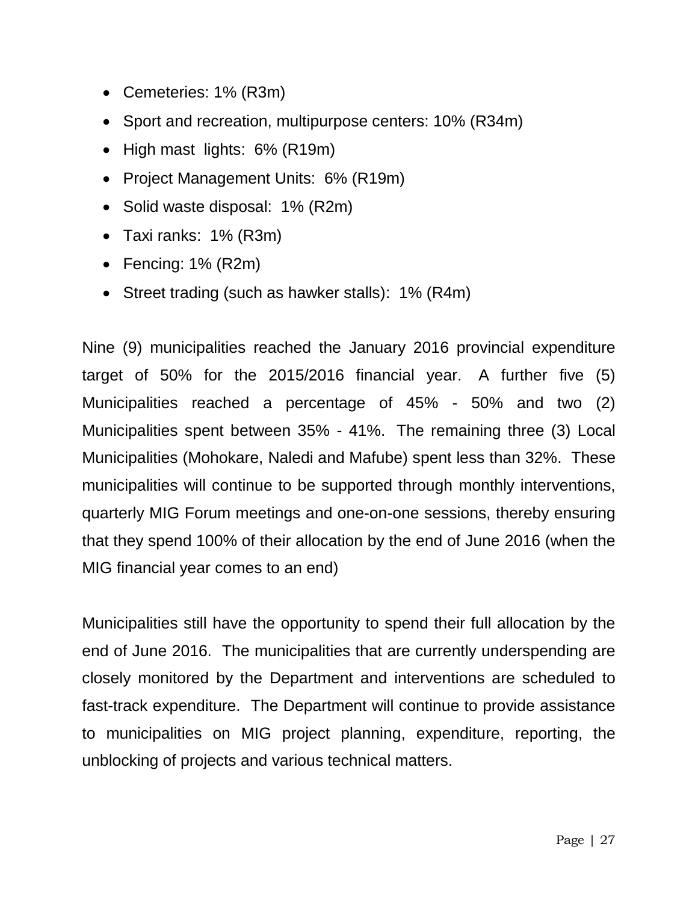- Cemeteries: 1% (R3m)
- Sport and recreation, multipurpose centers: 10% (R34m)
- High mast lights: 6% (R19m)
- Project Management Units: 6% (R19m)
- Solid waste disposal: 1% (R2m)
- Taxi ranks: 1% (R3m)
- Fencing: 1% (R2m)
- Street trading (such as hawker stalls): 1% (R4m)

Nine (9) municipalities reached the January 2016 provincial expenditure target of 50% for the 2015/2016 financial year. A further five (5) Municipalities reached a percentage of 45% - 50% and two (2) Municipalities spent between 35% - 41%. The remaining three (3) Local Municipalities (Mohokare, Naledi and Mafube) spent less than 32%. These municipalities will continue to be supported through monthly interventions, quarterly MIG Forum meetings and one-on-one sessions, thereby ensuring that they spend 100% of their allocation by the end of June 2016 (when the MIG financial year comes to an end)

Municipalities still have the opportunity to spend their full allocation by the end of June 2016. The municipalities that are currently underspending are closely monitored by the Department and interventions are scheduled to fast-track expenditure. The Department will continue to provide assistance to municipalities on MIG project planning, expenditure, reporting, the unblocking of projects and various technical matters.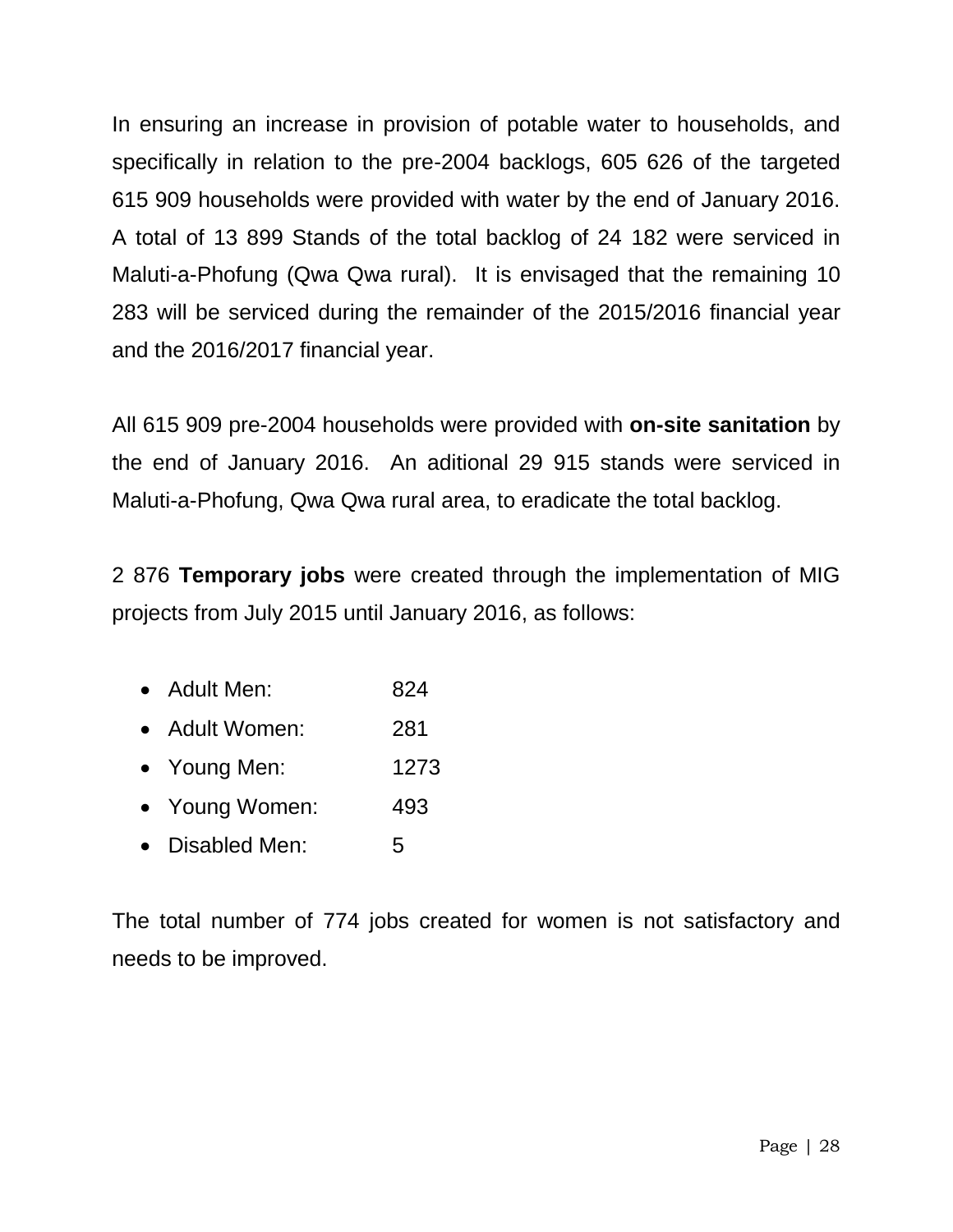In ensuring an increase in provision of potable water to households, and specifically in relation to the pre-2004 backlogs, 605 626 of the targeted 615 909 households were provided with water by the end of January 2016. A total of 13 899 Stands of the total backlog of 24 182 were serviced in Maluti-a-Phofung (Qwa Qwa rural). It is envisaged that the remaining 10 283 will be serviced during the remainder of the 2015/2016 financial year and the 2016/2017 financial year.

All 615 909 pre-2004 households were provided with **on-site sanitation** by the end of January 2016. An aditional 29 915 stands were serviced in Maluti-a-Phofung, Qwa Qwa rural area, to eradicate the total backlog.

2 876 **Temporary jobs** were created through the implementation of MIG projects from July 2015 until January 2016, as follows:

- Adult Men: 824
- Adult Women: 281
- Young Men: 1273
- Young Women: 493
- Disabled Men: 5

The total number of 774 jobs created for women is not satisfactory and needs to be improved.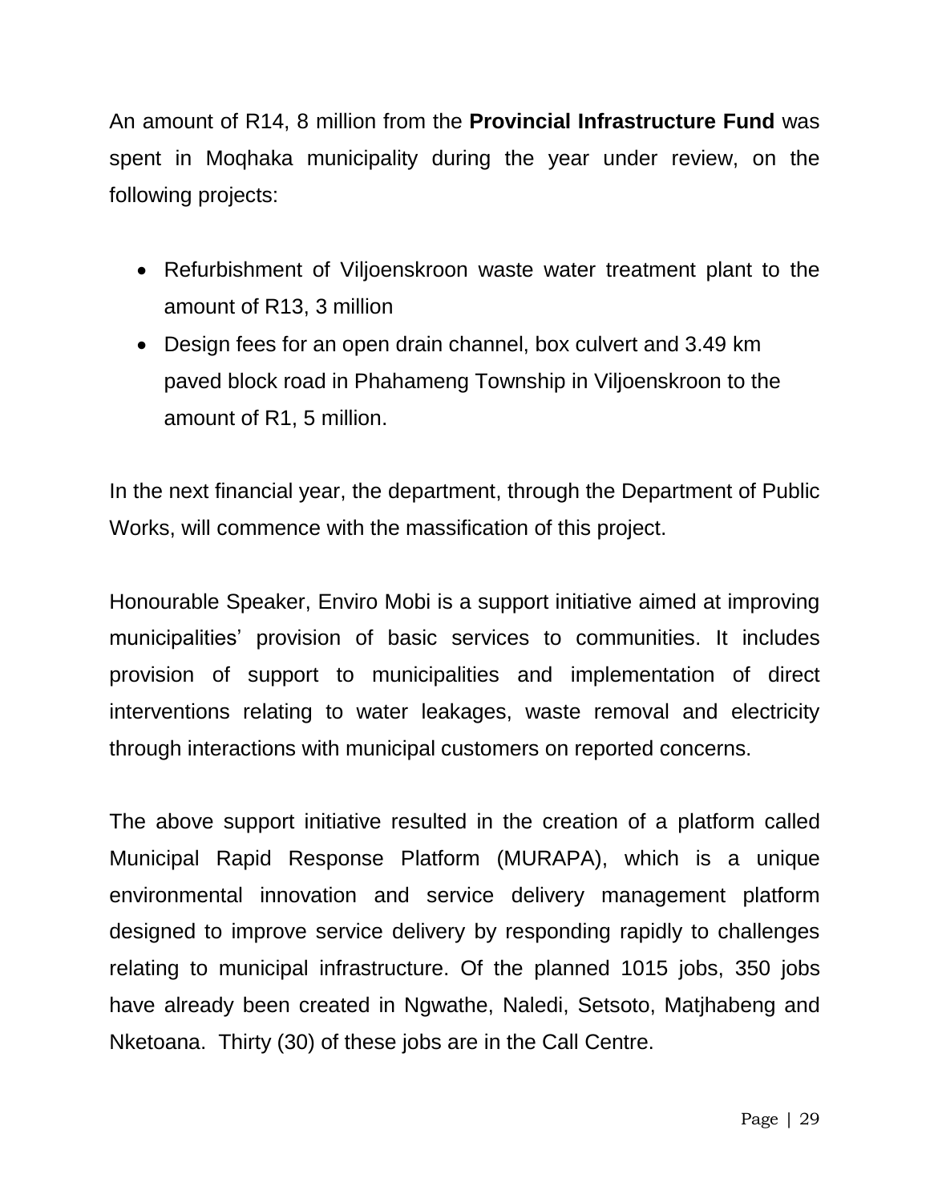An amount of R14, 8 million from the **Provincial Infrastructure Fund** was spent in Moqhaka municipality during the year under review, on the following projects:

- Refurbishment of Viljoenskroon waste water treatment plant to the amount of R13, 3 million
- Design fees for an open drain channel, box culvert and 3.49 km paved block road in Phahameng Township in Viljoenskroon to the amount of R1, 5 million.

In the next financial year, the department, through the Department of Public Works, will commence with the massification of this project.

Honourable Speaker, Enviro Mobi is a support initiative aimed at improving municipalities' provision of basic services to communities. It includes provision of support to municipalities and implementation of direct interventions relating to water leakages, waste removal and electricity through interactions with municipal customers on reported concerns.

The above support initiative resulted in the creation of a platform called Municipal Rapid Response Platform (MURAPA), which is a unique environmental innovation and service delivery management platform designed to improve service delivery by responding rapidly to challenges relating to municipal infrastructure. Of the planned 1015 jobs, 350 jobs have already been created in Ngwathe, Naledi, Setsoto, Matjhabeng and Nketoana. Thirty (30) of these jobs are in the Call Centre.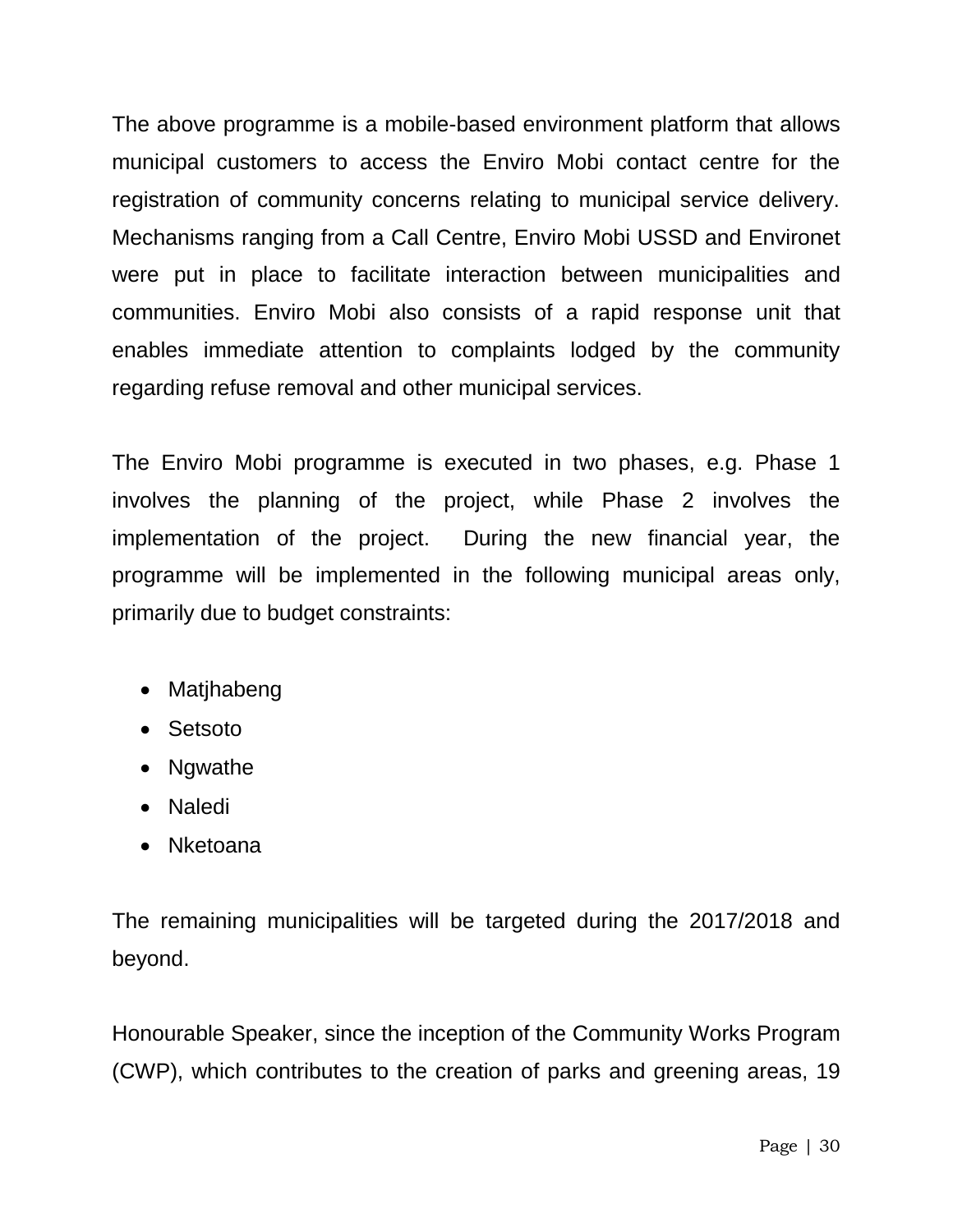The above programme is a mobile-based environment platform that allows municipal customers to access the Enviro Mobi contact centre for the registration of community concerns relating to municipal service delivery. Mechanisms ranging from a Call Centre, Enviro Mobi USSD and Environet were put in place to facilitate interaction between municipalities and communities. Enviro Mobi also consists of a rapid response unit that enables immediate attention to complaints lodged by the community regarding refuse removal and other municipal services.

The Enviro Mobi programme is executed in two phases, e.g. Phase 1 involves the planning of the project, while Phase 2 involves the implementation of the project. During the new financial year, the programme will be implemented in the following municipal areas only, primarily due to budget constraints:

- Matjhabeng
- Setsoto
- Ngwathe
- Naledi
- Nketoana

The remaining municipalities will be targeted during the 2017/2018 and beyond.

Honourable Speaker, since the inception of the Community Works Program (CWP), which contributes to the creation of parks and greening areas, 19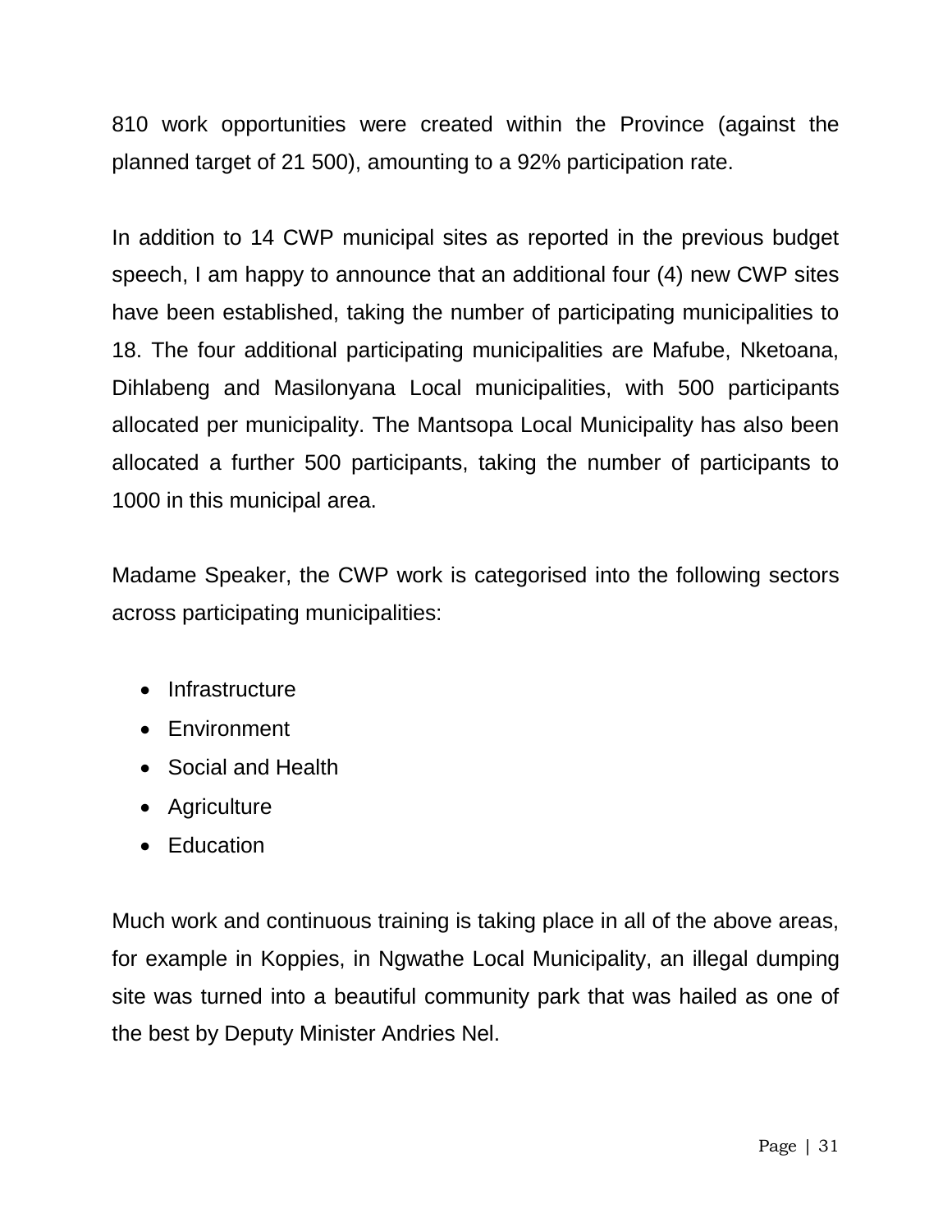810 work opportunities were created within the Province (against the planned target of 21 500), amounting to a 92% participation rate.

In addition to 14 CWP municipal sites as reported in the previous budget speech, I am happy to announce that an additional four (4) new CWP sites have been established, taking the number of participating municipalities to 18. The four additional participating municipalities are Mafube, Nketoana, Dihlabeng and Masilonyana Local municipalities, with 500 participants allocated per municipality. The Mantsopa Local Municipality has also been allocated a further 500 participants, taking the number of participants to 1000 in this municipal area.

Madame Speaker, the CWP work is categorised into the following sectors across participating municipalities:

- Infrastructure
- Environment
- Social and Health
- Agriculture
- Education

Much work and continuous training is taking place in all of the above areas, for example in Koppies, in Ngwathe Local Municipality, an illegal dumping site was turned into a beautiful community park that was hailed as one of the best by Deputy Minister Andries Nel.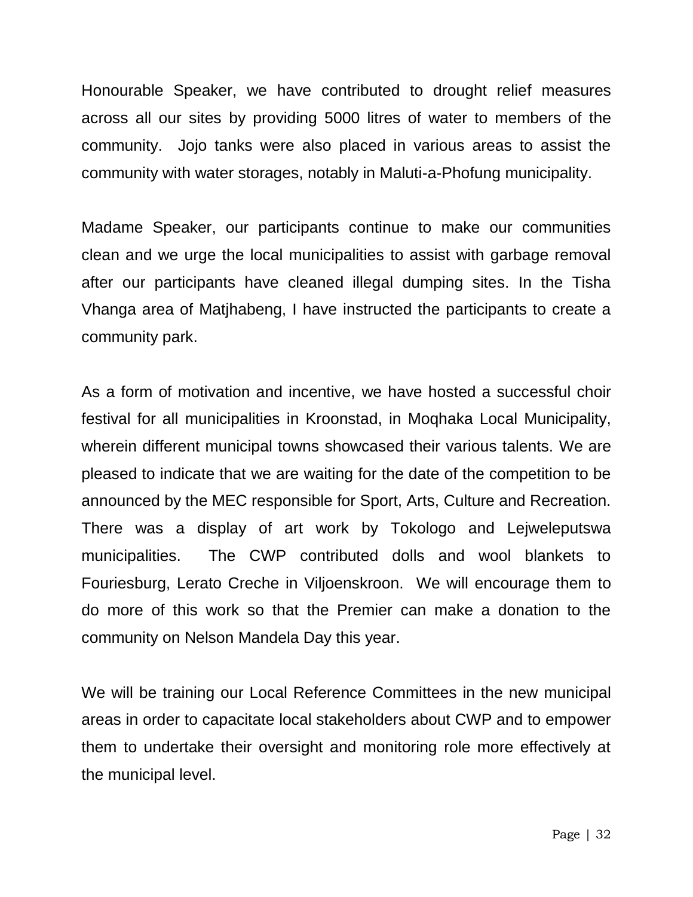Honourable Speaker, we have contributed to drought relief measures across all our sites by providing 5000 litres of water to members of the community.  Jojo tanks were also placed in various areas to assist the community with water storages, notably in Maluti-a-Phofung municipality.

Madame Speaker, our participants continue to make our communities clean and we urge the local municipalities to assist with garbage removal after our participants have cleaned illegal dumping sites. In the Tisha Vhanga area of Matjhabeng, I have instructed the participants to create a community park.

As a form of motivation and incentive, we have hosted a successful choir festival for all municipalities in Kroonstad, in Moqhaka Local Municipality, wherein different municipal towns showcased their various talents. We are pleased to indicate that we are waiting for the date of the competition to be announced by the MEC responsible for Sport, Arts, Culture and Recreation. There was a display of art work by Tokologo and Lejweleputswa municipalities.  The CWP contributed dolls and wool blankets to Fouriesburg, Lerato Creche in Viljoenskroon.  We will encourage them to do more of this work so that the Premier can make a donation to the community on Nelson Mandela Day this year.

We will be training our Local Reference Committees in the new municipal areas in order to capacitate local stakeholders about CWP and to empower them to undertake their oversight and monitoring role more effectively at the municipal level.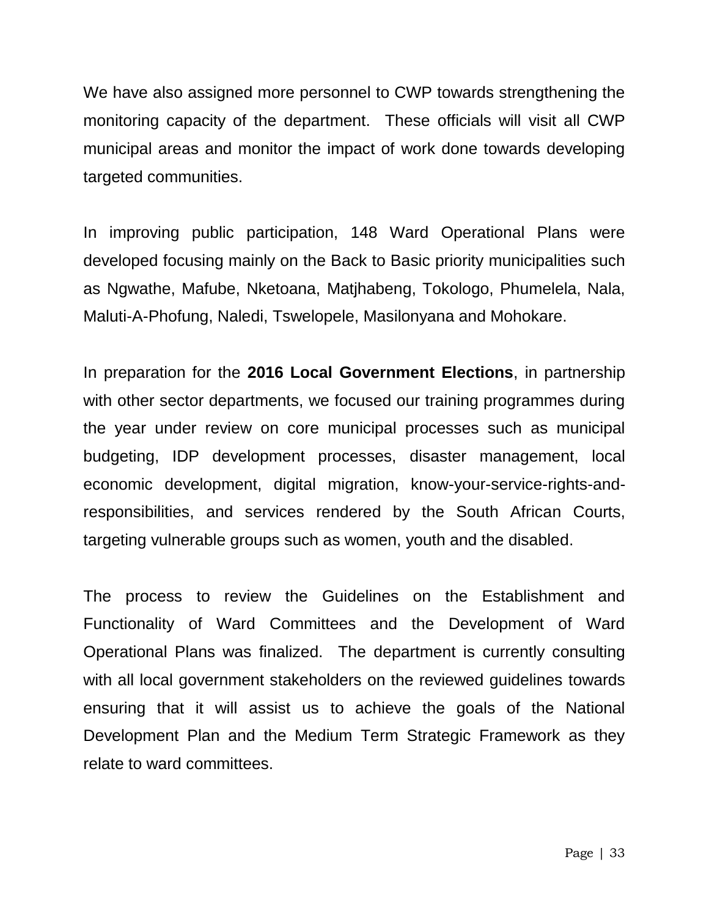We have also assigned more personnel to CWP towards strengthening the monitoring capacity of the department. These officials will visit all CWP municipal areas and monitor the impact of work done towards developing targeted communities.

In improving public participation, 148 Ward Operational Plans were developed focusing mainly on the Back to Basic priority municipalities such as Ngwathe, Mafube, Nketoana, Matjhabeng, Tokologo, Phumelela, Nala, Maluti-A-Phofung, Naledi, Tswelopele, Masilonyana and Mohokare.

In preparation for the **2016 Local Government Elections**, in partnership with other sector departments, we focused our training programmes during the year under review on core municipal processes such as municipal budgeting, IDP development processes, disaster management, local economic development, digital migration, know-your-service-rights-and-responsibilities, and services rendered by the South African Courts, targeting vulnerable groups such as women, youth and the disabled.

The process to review the Guidelines on the Establishment and Functionality of Ward Committees and the Development of Ward Operational Plans was finalized. The department is currently consulting with all local government stakeholders on the reviewed guidelines towards ensuring that it will assist us to achieve the goals of the National Development Plan and the Medium Term Strategic Framework as they relate to ward committees.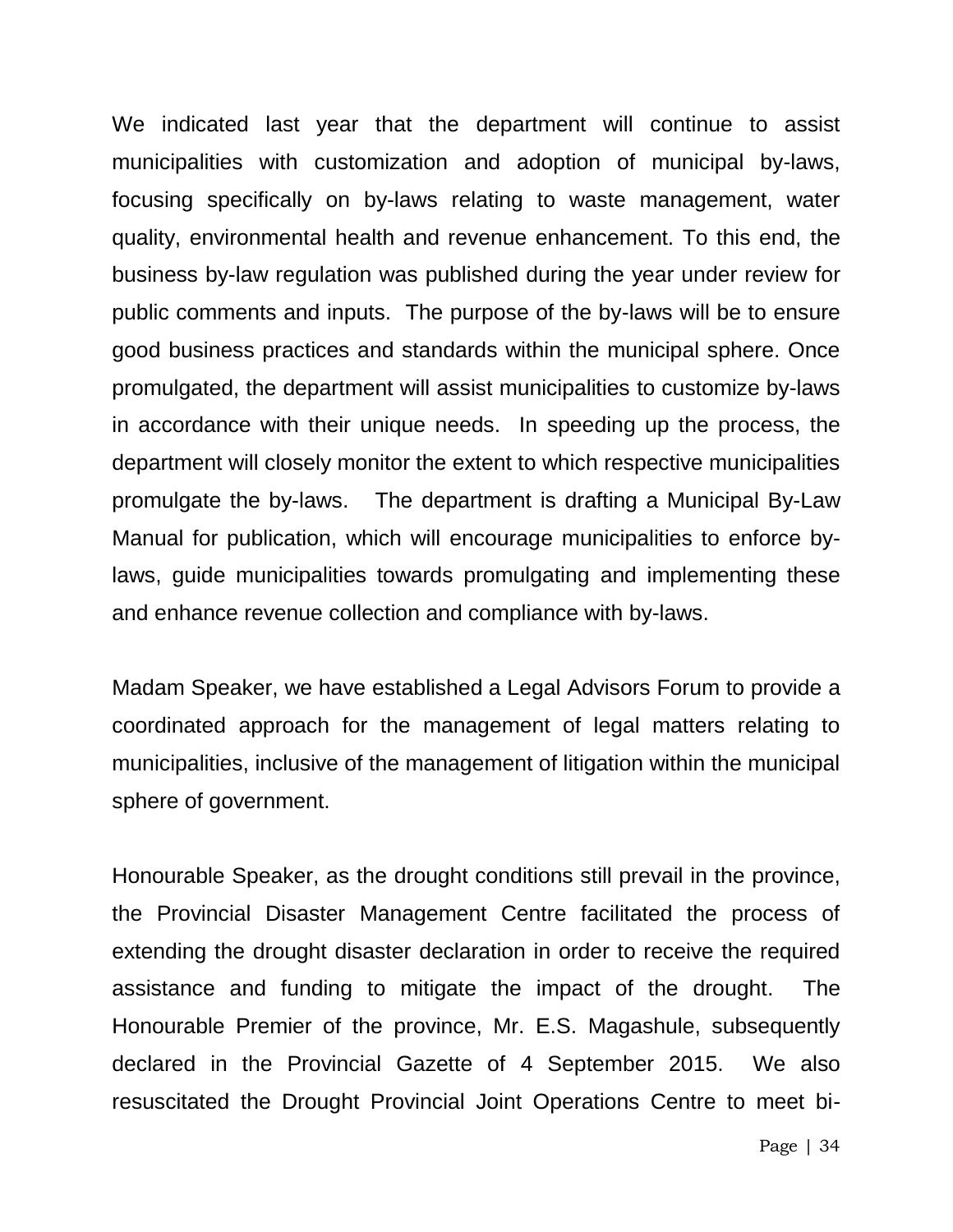We indicated last year that the department will continue to assist municipalities with customization and adoption of municipal by-laws, focusing specifically on by-laws relating to waste management, water quality, environmental health and revenue enhancement. To this end, the business by-law regulation was published during the year under review for public comments and inputs. The purpose of the by-laws will be to ensure good business practices and standards within the municipal sphere. Once promulgated, the department will assist municipalities to customize by-laws in accordance with their unique needs. In speeding up the process, the department will closely monitor the extent to which respective municipalities promulgate the by-laws. The department is drafting a Municipal By-Law Manual for publication, which will encourage municipalities to enforce by-laws, guide municipalities towards promulgating and implementing these and enhance revenue collection and compliance with by-laws.

Madam Speaker, we have established a Legal Advisors Forum to provide a coordinated approach for the management of legal matters relating to municipalities, inclusive of the management of litigation within the municipal sphere of government.

Honourable Speaker, as the drought conditions still prevail in the province, the Provincial Disaster Management Centre facilitated the process of extending the drought disaster declaration in order to receive the required assistance and funding to mitigate the impact of the drought. The Honourable Premier of the province, Mr. E.S. Magashule, subsequently declared in the Provincial Gazette of 4 September 2015. We also resuscitated the Drought Provincial Joint Operations Centre to meet bi-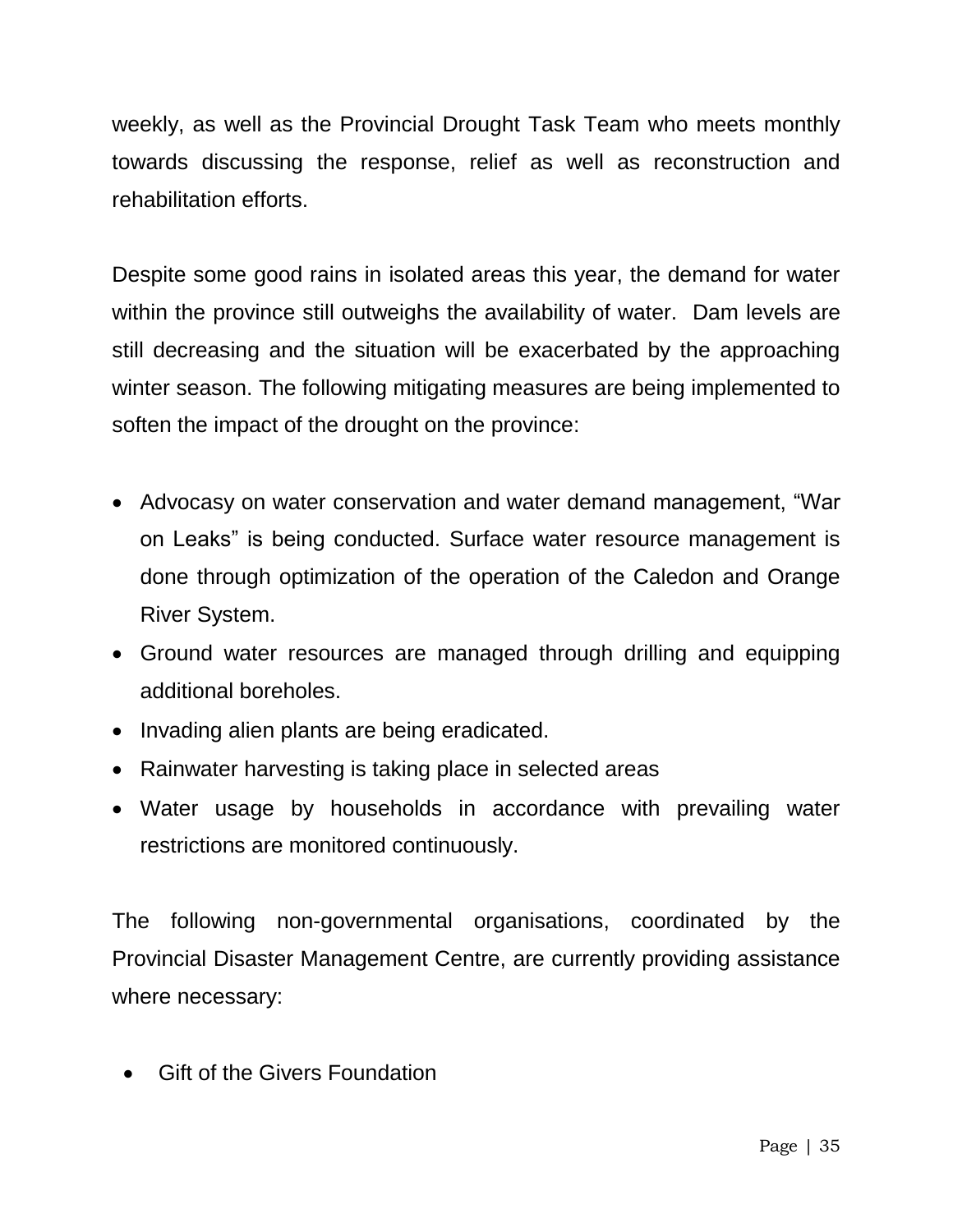weekly, as well as the Provincial Drought Task Team who meets monthly towards discussing the response, relief as well as reconstruction and rehabilitation efforts.

Despite some good rains in isolated areas this year, the demand for water within the province still outweighs the availability of water. Dam levels are still decreasing and the situation will be exacerbated by the approaching winter season. The following mitigating measures are being implemented to soften the impact of the drought on the province:

- Advocacy on water conservation and water demand management, "War on Leaks" is being conducted. Surface water resource management is done through optimization of the operation of the Caledon and Orange River System.
- Ground water resources are managed through drilling and equipping additional boreholes.
- Invading alien plants are being eradicated.
- Rainwater harvesting is taking place in selected areas
- Water usage by households in accordance with prevailing water restrictions are monitored continuously.

The following non-governmental organisations, coordinated by the Provincial Disaster Management Centre, are currently providing assistance where necessary:

- Gift of the Givers Foundation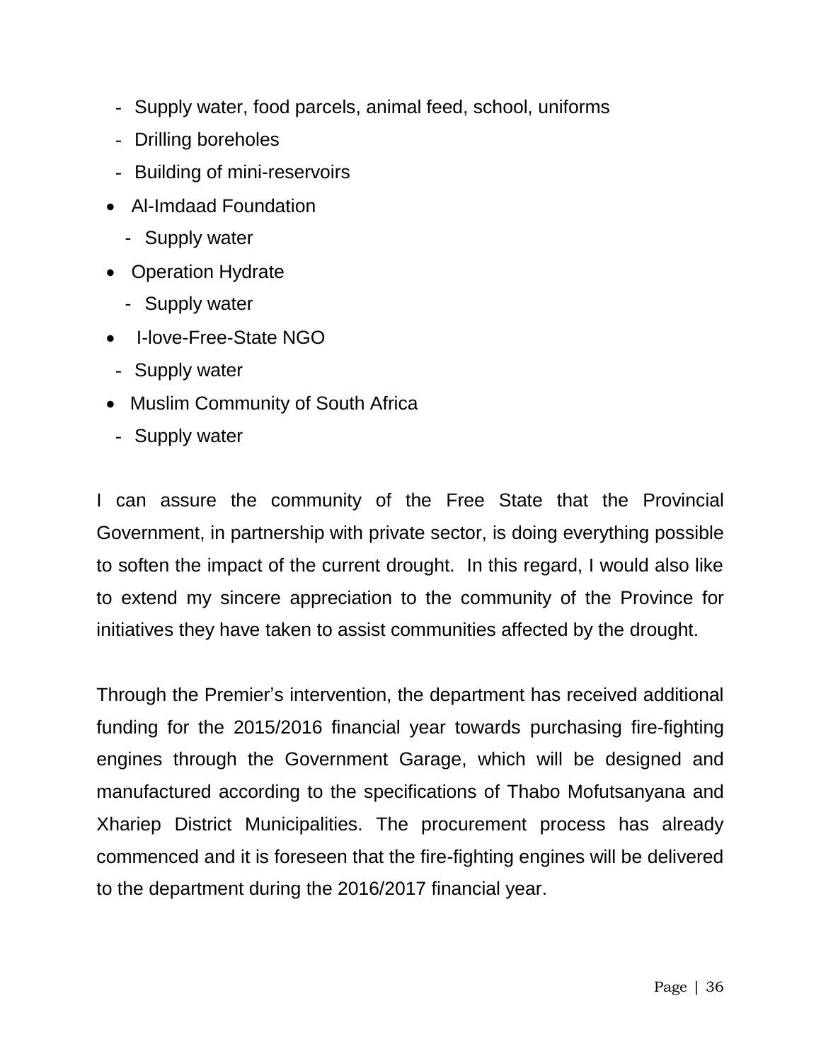- Supply water, food parcels, animal feed, school, uniforms
  - Drilling boreholes
  - Building of mini-reservoirs
- Al-Imdaad Foundation
  - Supply water
- Operation Hydrate
  - Supply water
- I-love-Free-State NGO
  - Supply water
- Muslim Community of South Africa
  - Supply water

I can assure the community of the Free State that the Provincial Government, in partnership with private sector, is doing everything possible to soften the impact of the current drought. In this regard, I would also like to extend my sincere appreciation to the community of the Province for initiatives they have taken to assist communities affected by the drought.

Through the Premier's intervention, the department has received additional funding for the 2015/2016 financial year towards purchasing fire-fighting engines through the Government Garage, which will be designed and manufactured according to the specifications of Thabo Mofutsanyana and Xhariep District Municipalities. The procurement process has already commenced and it is foreseen that the fire-fighting engines will be delivered to the department during the 2016/2017 financial year.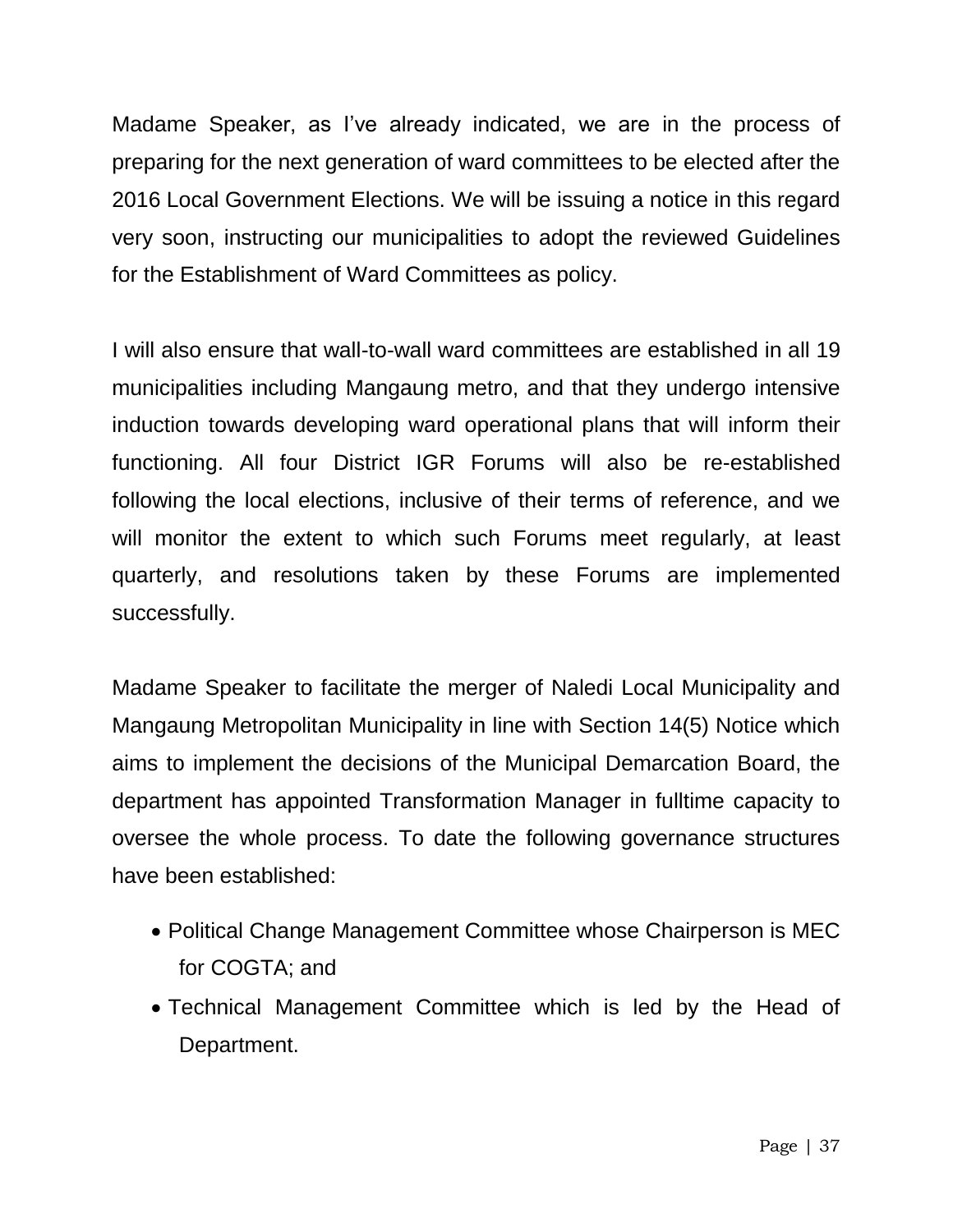Madame Speaker, as I've already indicated, we are in the process of preparing for the next generation of ward committees to be elected after the 2016 Local Government Elections. We will be issuing a notice in this regard very soon, instructing our municipalities to adopt the reviewed Guidelines for the Establishment of Ward Committees as policy.

I will also ensure that wall-to-wall ward committees are established in all 19 municipalities including Mangaung metro, and that they undergo intensive induction towards developing ward operational plans that will inform their functioning. All four District IGR Forums will also be re-established following the local elections, inclusive of their terms of reference, and we will monitor the extent to which such Forums meet regularly, at least quarterly, and resolutions taken by these Forums are implemented successfully.

Madame Speaker to facilitate the merger of Naledi Local Municipality and Mangaung Metropolitan Municipality in line with Section 14(5) Notice which aims to implement the decisions of the Municipal Demarcation Board, the department has appointed Transformation Manager in fulltime capacity to oversee the whole process. To date the following governance structures have been established:

- Political Change Management Committee whose Chairperson is MEC for COGTA; and
- Technical Management Committee which is led by the Head of Department.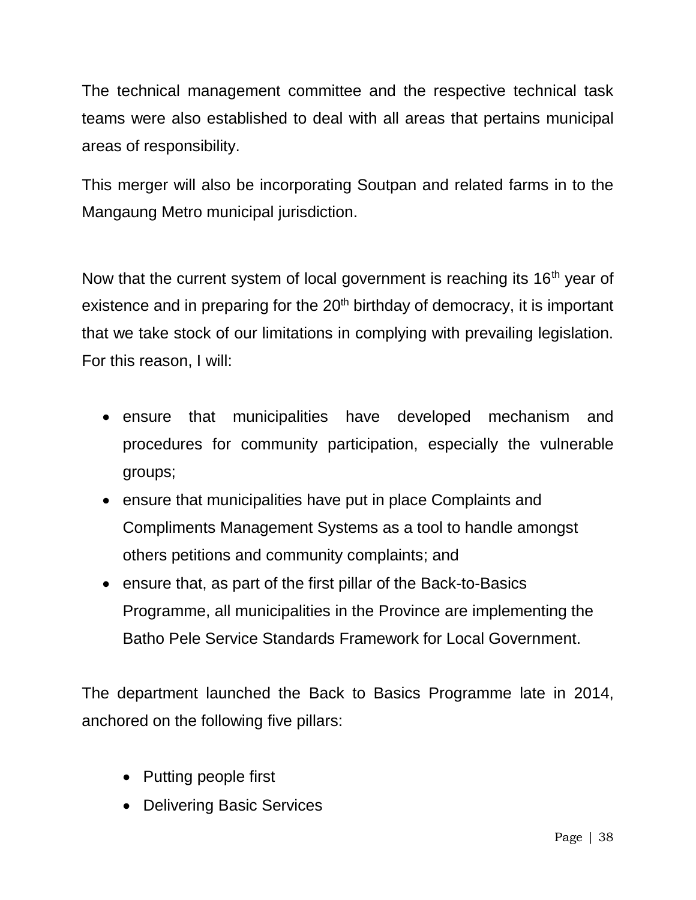The technical management committee and the respective technical task teams were also established to deal with all areas that pertains municipal areas of responsibility.

This merger will also be incorporating Soutpan and related farms in to the Mangaung Metro municipal jurisdiction.

Now that the current system of local government is reaching its 16th year of existence and in preparing for the 20th birthday of democracy, it is important that we take stock of our limitations in complying with prevailing legislation. For this reason, I will:

- ensure that municipalities have developed mechanism and procedures for community participation, especially the vulnerable groups;
- ensure that municipalities have put in place Complaints and Compliments Management Systems as a tool to handle amongst others petitions and community complaints; and
- ensure that, as part of the first pillar of the Back-to-Basics Programme, all municipalities in the Province are implementing the Batho Pele Service Standards Framework for Local Government.

The department launched the Back to Basics Programme late in 2014, anchored on the following five pillars:

- Putting people first
- Delivering Basic Services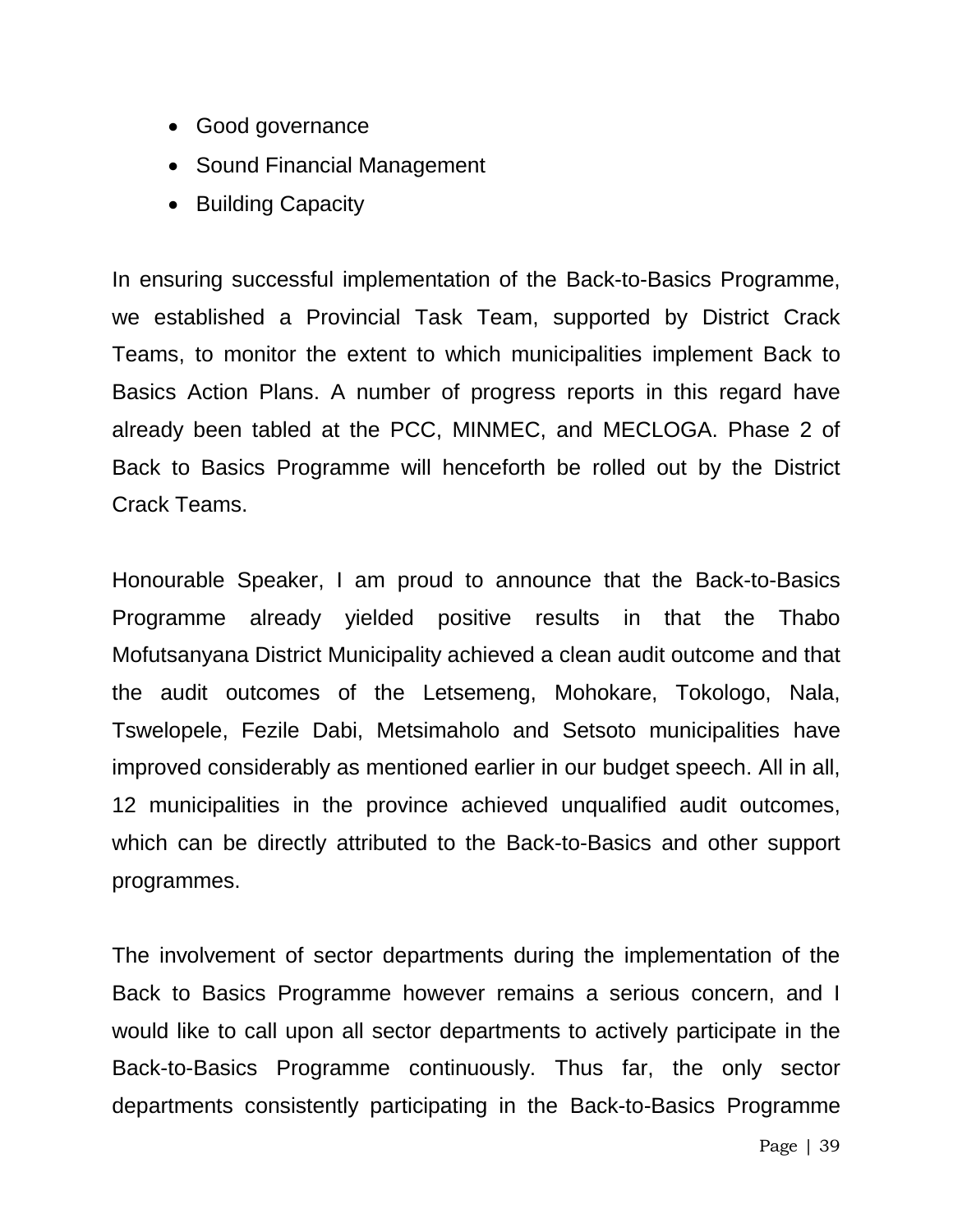- Good governance
- Sound Financial Management
- Building Capacity

In ensuring successful implementation of the Back-to-Basics Programme, we established a Provincial Task Team, supported by District Crack Teams, to monitor the extent to which municipalities implement Back to Basics Action Plans. A number of progress reports in this regard have already been tabled at the PCC, MINMEC, and MECLOGA. Phase 2 of Back to Basics Programme will henceforth be rolled out by the District Crack Teams.

Honourable Speaker, I am proud to announce that the Back-to-Basics Programme already yielded positive results in that the Thabo Mofutsanyana District Municipality achieved a clean audit outcome and that the audit outcomes of the Letsemeng, Mohokare, Tokologo, Nala, Tswelopele, Fezile Dabi, Metsimaholo and Setsoto municipalities have improved considerably as mentioned earlier in our budget speech. All in all, 12 municipalities in the province achieved unqualified audit outcomes, which can be directly attributed to the Back-to-Basics and other support programmes.

The involvement of sector departments during the implementation of the Back to Basics Programme however remains a serious concern, and I would like to call upon all sector departments to actively participate in the Back-to-Basics Programme continuously. Thus far, the only sector departments consistently participating in the Back-to-Basics Programme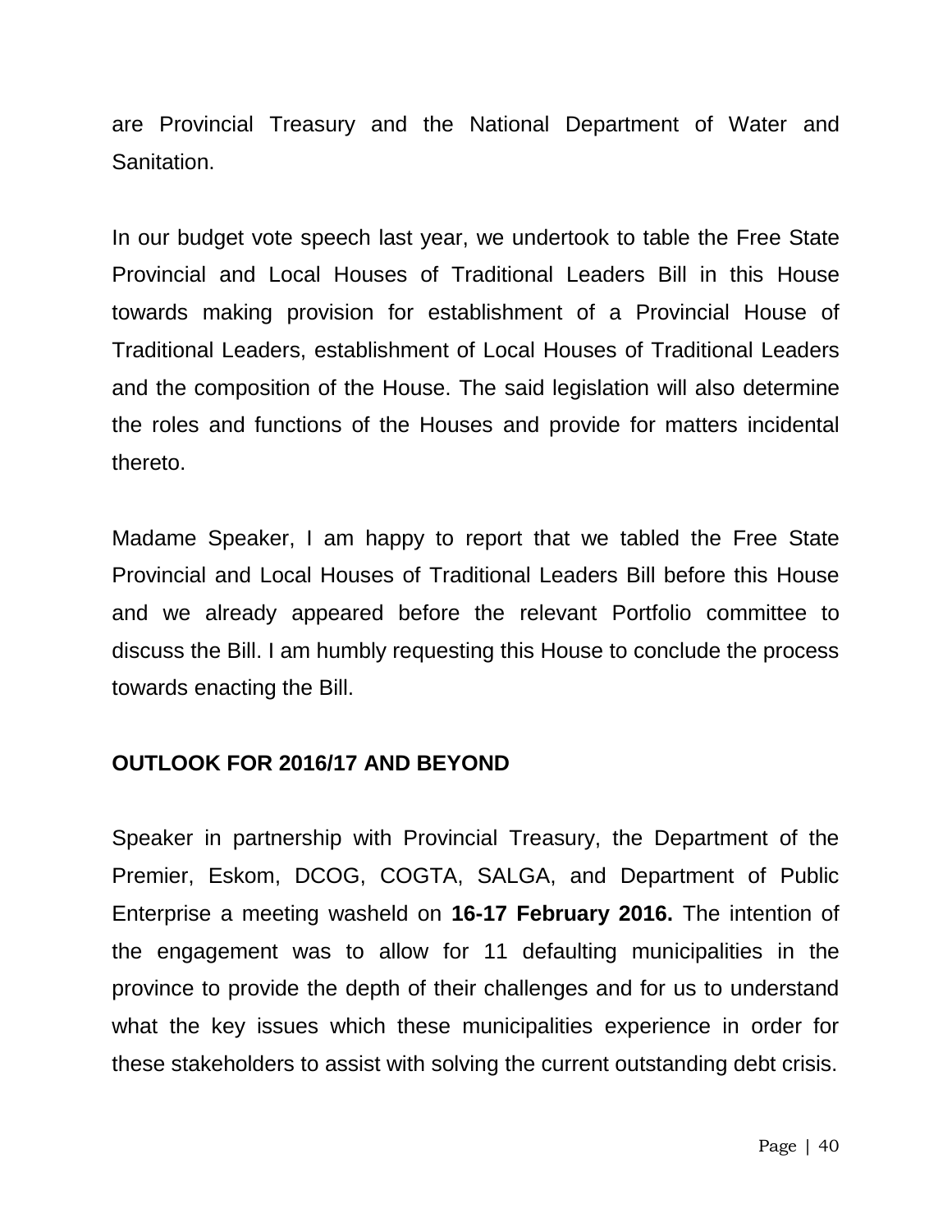are Provincial Treasury and the National Department of Water and Sanitation.

In our budget vote speech last year, we undertook to table the Free State Provincial and Local Houses of Traditional Leaders Bill in this House towards making provision for establishment of a Provincial House of Traditional Leaders, establishment of Local Houses of Traditional Leaders and the composition of the House. The said legislation will also determine the roles and functions of the Houses and provide for matters incidental thereto.

Madame Speaker, I am happy to report that we tabled the Free State Provincial and Local Houses of Traditional Leaders Bill before this House and we already appeared before the relevant Portfolio committee to discuss the Bill. I am humbly requesting this House to conclude the process towards enacting the Bill.

**OUTLOOK FOR 2016/17 AND BEYOND**

Speaker in partnership with Provincial Treasury, the Department of the Premier, Eskom, DCOG, COGTA, SALGA, and Department of Public Enterprise a meeting washeld on **16-17 February 2016.** The intention of the engagement was to allow for 11 defaulting municipalities in the province to provide the depth of their challenges and for us to understand what the key issues which these municipalities experience in order for these stakeholders to assist with solving the current outstanding debt crisis.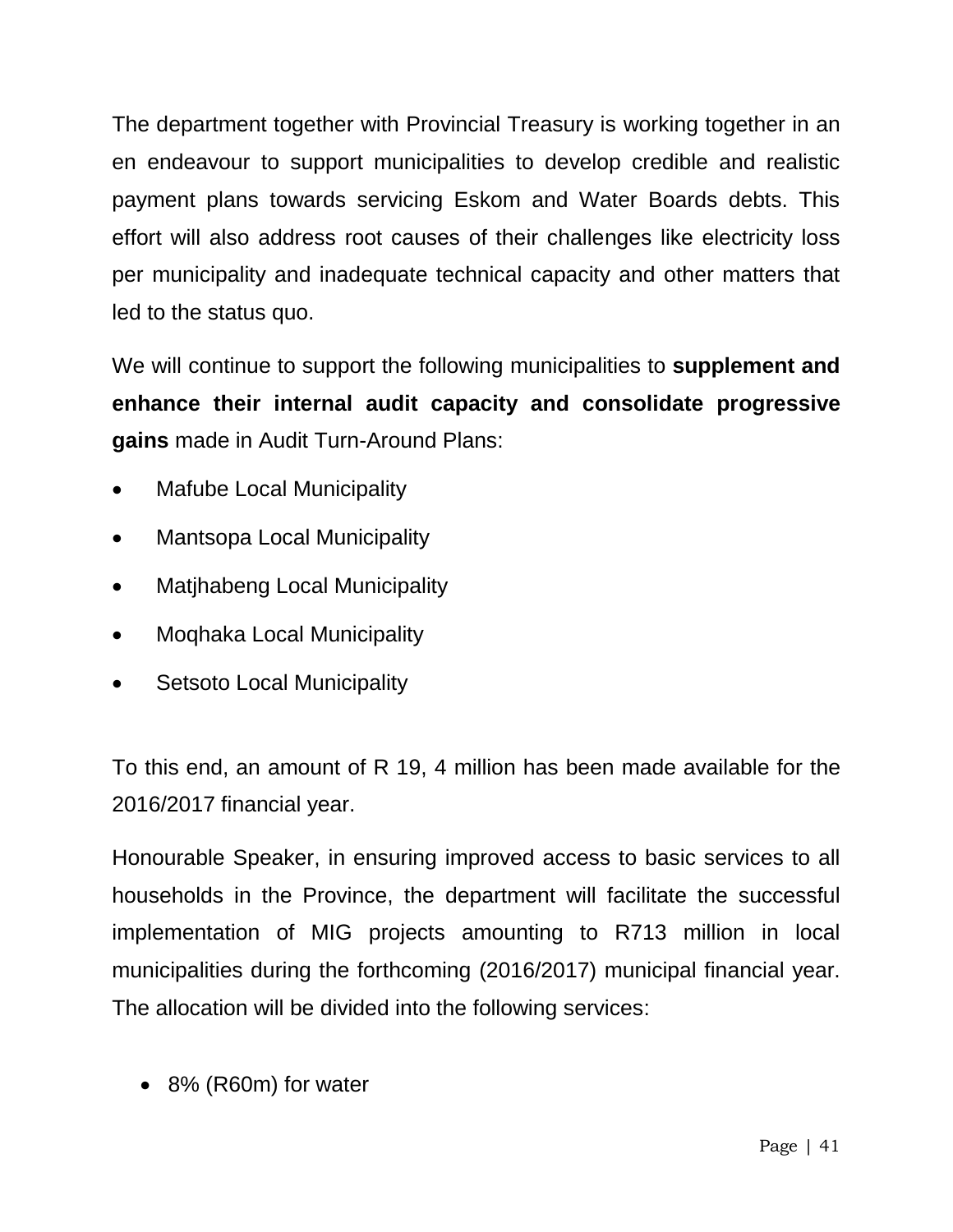The department together with Provincial Treasury is working together in an en endeavour to support municipalities to develop credible and realistic payment plans towards servicing Eskom and Water Boards debts. This effort will also address root causes of their challenges like electricity loss per municipality and inadequate technical capacity and other matters that led to the status quo.

We will continue to support the following municipalities to **supplement and enhance their internal audit capacity and consolidate progressive gains** made in Audit Turn-Around Plans:

- Mafube Local Municipality
- Mantsopa Local Municipality
- Matjhabeng Local Municipality
- Moqhaka Local Municipality
- Setsoto Local Municipality

To this end, an amount of R 19, 4 million has been made available for the 2016/2017 financial year.

Honourable Speaker, in ensuring improved access to basic services to all households in the Province, the department will facilitate the successful implementation of MIG projects amounting to R713 million in local municipalities during the forthcoming (2016/2017) municipal financial year. The allocation will be divided into the following services:

- 8% (R60m) for water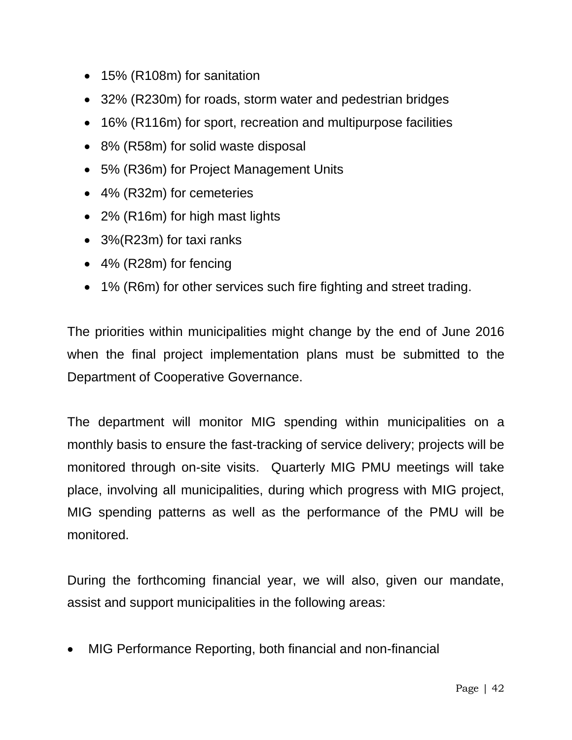- 15% (R108m) for sanitation
- 32% (R230m) for roads, storm water and pedestrian bridges
- 16% (R116m) for sport, recreation and multipurpose facilities
- 8% (R58m) for solid waste disposal
- 5% (R36m) for Project Management Units
- 4% (R32m) for cemeteries
- 2% (R16m) for high mast lights
- 3%(R23m) for taxi ranks
- 4% (R28m) for fencing
- 1% (R6m) for other services such fire fighting and street trading.

The priorities within municipalities might change by the end of June 2016 when the final project implementation plans must be submitted to the Department of Cooperative Governance.

The department will monitor MIG spending within municipalities on a monthly basis to ensure the fast-tracking of service delivery; projects will be monitored through on-site visits. Quarterly MIG PMU meetings will take place, involving all municipalities, during which progress with MIG project, MIG spending patterns as well as the performance of the PMU will be monitored.

During the forthcoming financial year, we will also, given our mandate, assist and support municipalities in the following areas:

- MIG Performance Reporting, both financial and non-financial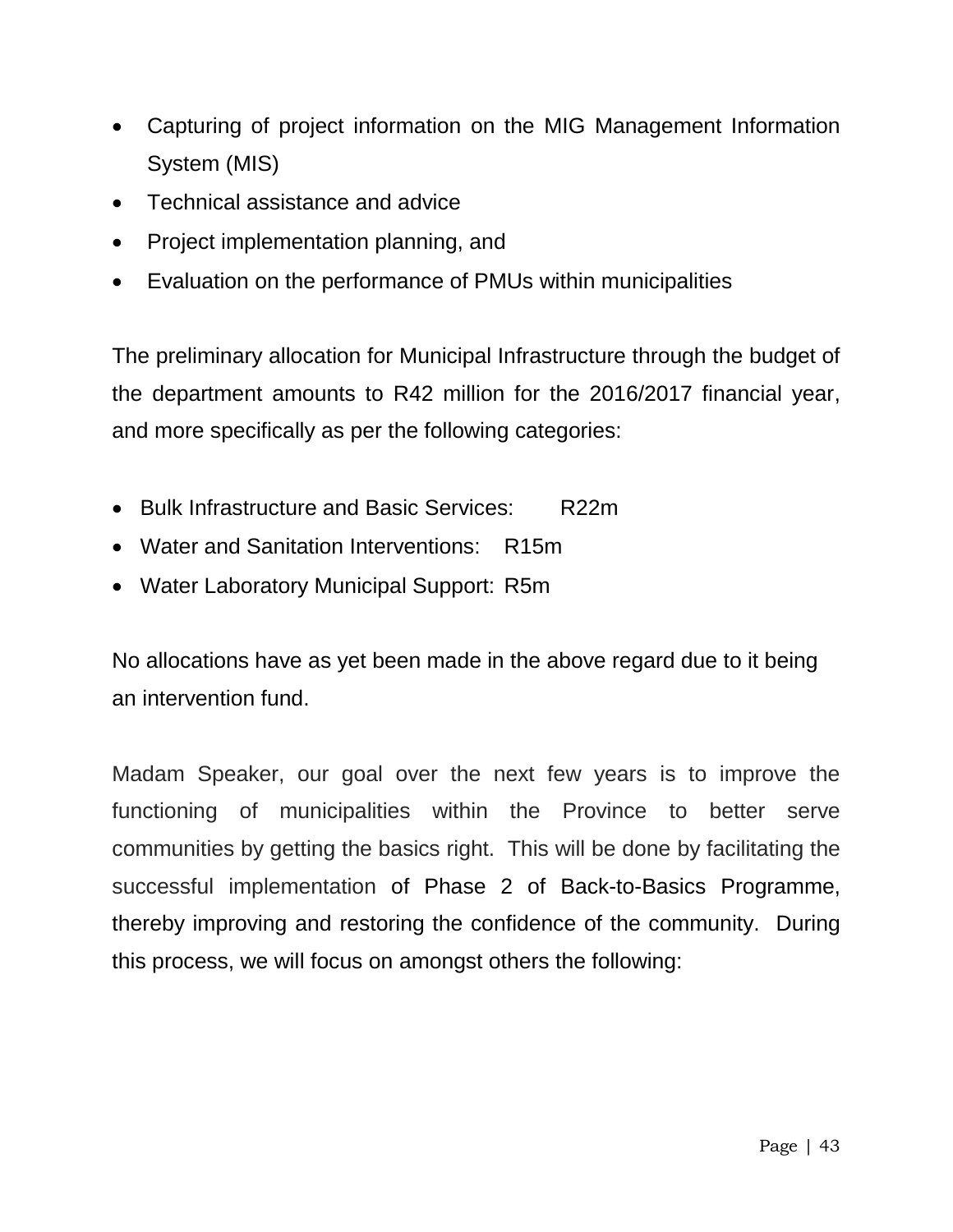- Capturing of project information on the MIG Management Information System (MIS)
- Technical assistance and advice
- Project implementation planning, and
- Evaluation on the performance of PMUs within municipalities

The preliminary allocation for Municipal Infrastructure through the budget of the department amounts to R42 million for the 2016/2017 financial year, and more specifically as per the following categories:

- Bulk Infrastructure and Basic Services: R22m
- Water and Sanitation Interventions: R15m
- Water Laboratory Municipal Support: R5m

No allocations have as yet been made in the above regard due to it being an intervention fund.

Madam Speaker, our goal over the next few years is to improve the functioning of municipalities within the Province to better serve communities by getting the basics right. This will be done by facilitating the successful implementation of Phase 2 of Back-to-Basics Programme, thereby improving and restoring the confidence of the community. During this process, we will focus on amongst others the following: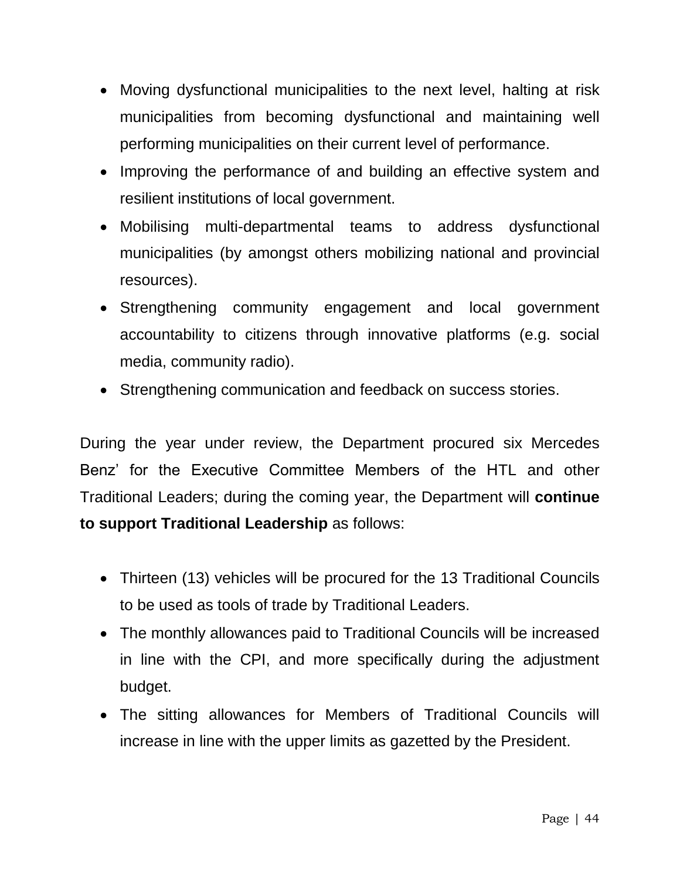- Moving dysfunctional municipalities to the next level, halting at risk municipalities from becoming dysfunctional and maintaining well performing municipalities on their current level of performance.
- Improving the performance of and building an effective system and resilient institutions of local government.
- Mobilising multi-departmental teams to address dysfunctional municipalities (by amongst others mobilizing national and provincial resources).
- Strengthening community engagement and local government accountability to citizens through innovative platforms (e.g. social media, community radio).
- Strengthening communication and feedback on success stories.

During the year under review, the Department procured six Mercedes Benz' for the Executive Committee Members of the HTL and other Traditional Leaders; during the coming year, the Department will **continue to support Traditional Leadership** as follows:

- Thirteen (13) vehicles will be procured for the 13 Traditional Councils to be used as tools of trade by Traditional Leaders.
- The monthly allowances paid to Traditional Councils will be increased in line with the CPI, and more specifically during the adjustment budget.
- The sitting allowances for Members of Traditional Councils will increase in line with the upper limits as gazetted by the President.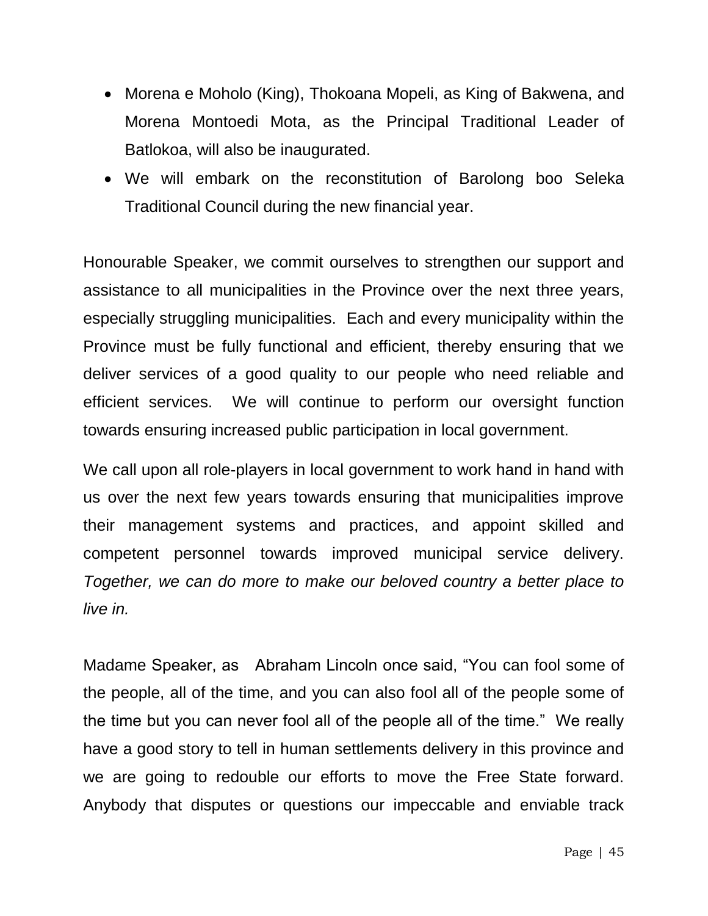- Morena e Moholo (King), Thokoana Mopeli, as King of Bakwena, and Morena Montoedi Mota, as the Principal Traditional Leader of Batlokoa, will also be inaugurated.
- We will embark on the reconstitution of Barolong boo Seleka Traditional Council during the new financial year.

Honourable Speaker, we commit ourselves to strengthen our support and assistance to all municipalities in the Province over the next three years, especially struggling municipalities. Each and every municipality within the Province must be fully functional and efficient, thereby ensuring that we deliver services of a good quality to our people who need reliable and efficient services. We will continue to perform our oversight function towards ensuring increased public participation in local government.

We call upon all role-players in local government to work hand in hand with us over the next few years towards ensuring that municipalities improve their management systems and practices, and appoint skilled and competent personnel towards improved municipal service delivery. *Together, we can do more to make our beloved country a better place to live in.*

Madame Speaker, as Abraham Lincoln once said, "You can fool some of the people, all of the time, and you can also fool all of the people some of the time but you can never fool all of the people all of the time." We really have a good story to tell in human settlements delivery in this province and we are going to redouble our efforts to move the Free State forward. Anybody that disputes or questions our impeccable and enviable track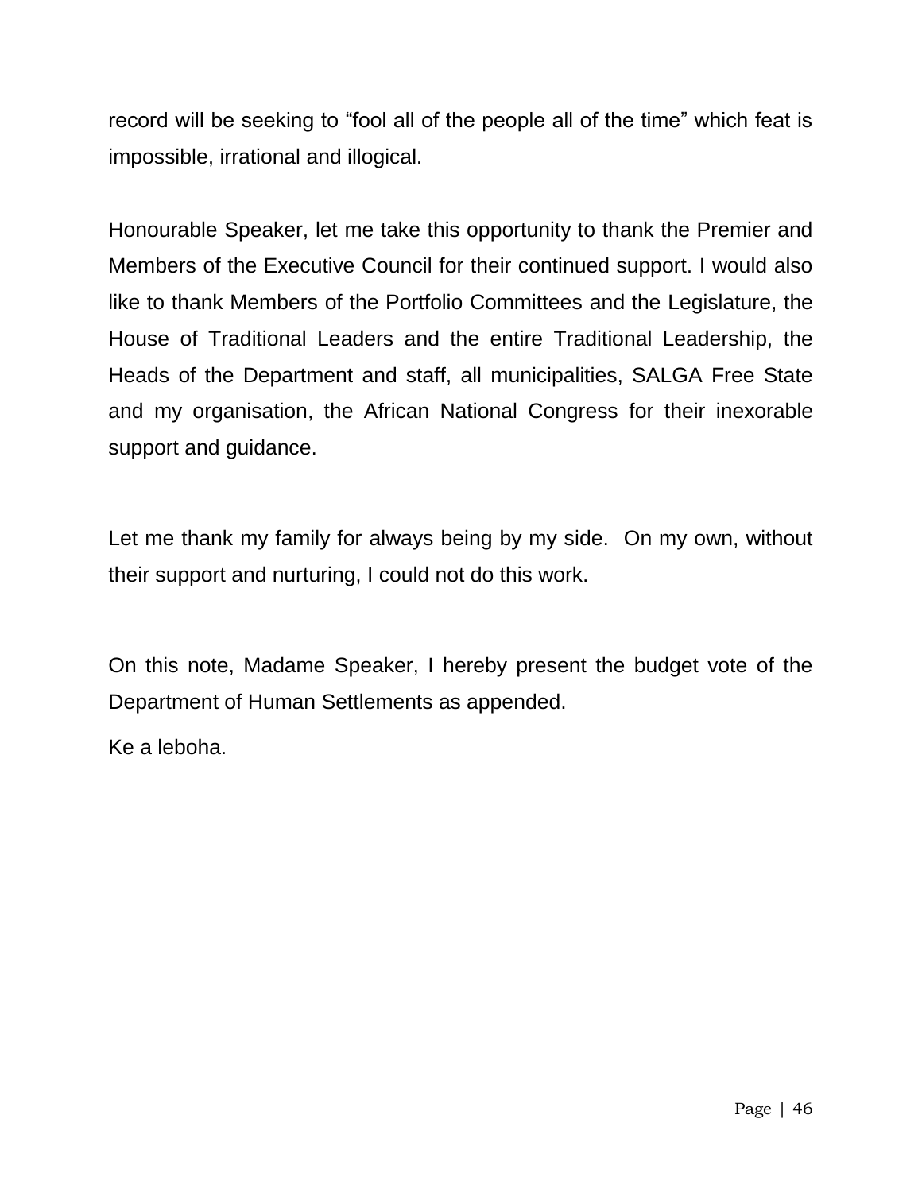record will be seeking to “fool all of the people all of the time” which feat is impossible, irrational and illogical.

Honourable Speaker, let me take this opportunity to thank the Premier and Members of the Executive Council for their continued support. I would also like to thank Members of the Portfolio Committees and the Legislature, the House of Traditional Leaders and the entire Traditional Leadership, the Heads of the Department and staff, all municipalities, SALGA Free State and my organisation, the African National Congress for their inexorable support and guidance.

Let me thank my family for always being by my side. On my own, without their support and nurturing, I could not do this work.

On this note, Madame Speaker, I hereby present the budget vote of the Department of Human Settlements as appended.

Ke a leboha.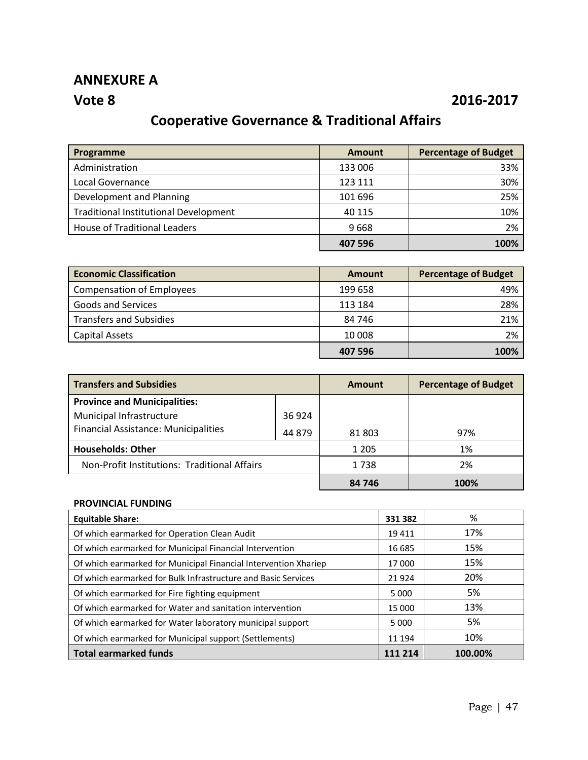# ANNEXURE A

## Vote 8 2016-2017

## Cooperative Governance & Traditional Affairs

| Programme | Amount | Percentage of Budget |
|---|---|---|
| Administration | 133 006 | 33% |
| Local Governance | 123 111 | 30% |
| Development and Planning | 101 696 | 25% |
| Traditional Institutional Development | 40 115 | 10% |
| House of Traditional Leaders | 9 668 | 2% |
| | **407 596** | **100%** |

| Economic Classification | Amount | Percentage of Budget |
|---|---|---|
| Compensation of Employees | 199 658 | 49% |
| Goods and Services | 113 184 | 28% |
| Transfers and Subsidies | 84 746 | 21% |
| Capital Assets | 10 008 | 2% |
| | **407 596** | **100%** |

| Transfers and Subsidies | | Amount | Percentage of Budget |
|---|---|---|---|
| **Province and Municipalities:** | | | |
| Municipal Infrastructure | 36 924 | | |
| Financial Assistance: Municipalities | 44 879 | 81 803 | 97% |
| **Households: Other** | | 1 205 | 1% |
| Non-Profit Institutions: Traditional Affairs | | 1 738 | 2% |
| | | **84 746** | **100%** |

**PROVINCIAL FUNDING**

| Equitable Share: | 331 382 | % |
|---|---|---|
| Of which earmarked for Operation Clean Audit | 19 411 | 17% |
| Of which earmarked for Municipal Financial Intervention | 16 685 | 15% |
| Of which earmarked for Municipal Financial Intervention Xhariep | 17 000 | 15% |
| Of which earmarked for Bulk Infrastructure and Basic Services | 21 924 | 20% |
| Of which earmarked for Fire fighting equipment | 5 000 | 5% |
| Of which earmarked for Water and sanitation intervention | 15 000 | 13% |
| Of which earmarked for Water laboratory municipal support | 5 000 | 5% |
| Of which earmarked for Municipal support (Settlements) | 11 194 | 10% |
| **Total earmarked funds** | **111 214** | **100.00%** |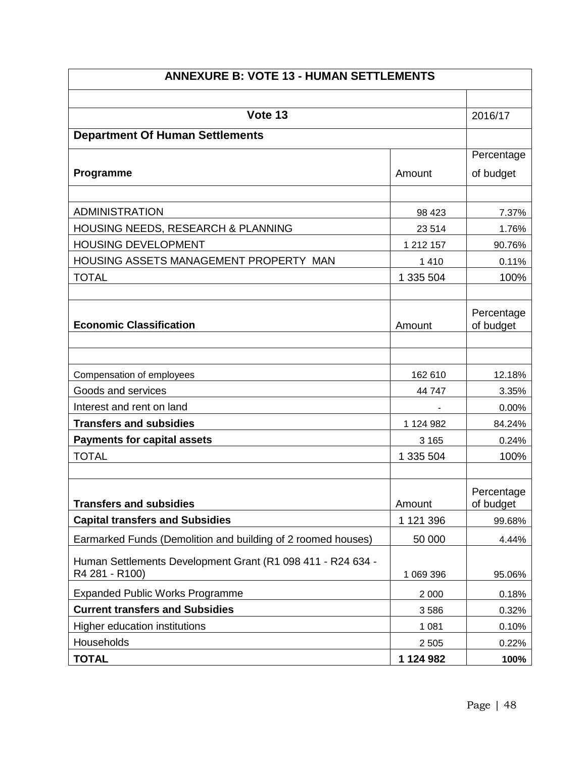| ANNEXURE B: VOTE 13 - HUMAN SETTLEMENTS | | |
|---|---|---|
| | | |
| **Vote 13** | | 2016/17 |
| **Department Of Human Settlements** | | |
| **Programme** | Amount | Percentage of budget |
| | | |
| ADMINISTRATION | 98 423 | 7.37% |
| HOUSING NEEDS, RESEARCH & PLANNING | 23 514 | 1.76% |
| HOUSING DEVELOPMENT | 1 212 157 | 90.76% |
| HOUSING ASSETS MANAGEMENT PROPERTY MAN | 1 410 | 0.11% |
| TOTAL | 1 335 504 | 100% |
| | | |
| **Economic Classification** | Amount | Percentage of budget |
| | | |
| | | |
| Compensation of employees | 162 610 | 12.18% |
| Goods and services | 44 747 | 3.35% |
| Interest and rent on land | - | 0.00% |
| **Transfers and subsidies** | 1 124 982 | 84.24% |
| **Payments for capital assets** | 3 165 | 0.24% |
| TOTAL | 1 335 504 | 100% |
| | | |
| **Transfers and subsidies** | Amount | Percentage of budget |
| **Capital transfers and Subsidies** | 1 121 396 | 99.68% |
| Earmarked Funds (Demolition and building of 2 roomed houses) | 50 000 | 4.44% |
| Human Settlements Development Grant (R1 098 411 - R24 634 - R4 281 - R100) | 1 069 396 | 95.06% |
| Expanded Public Works Programme | 2 000 | 0.18% |
| **Current transfers and Subsidies** | 3 586 | 0.32% |
| Higher education institutions | 1 081 | 0.10% |
| Households | 2 505 | 0.22% |
| **TOTAL** | **1 124 982** | **100%** |